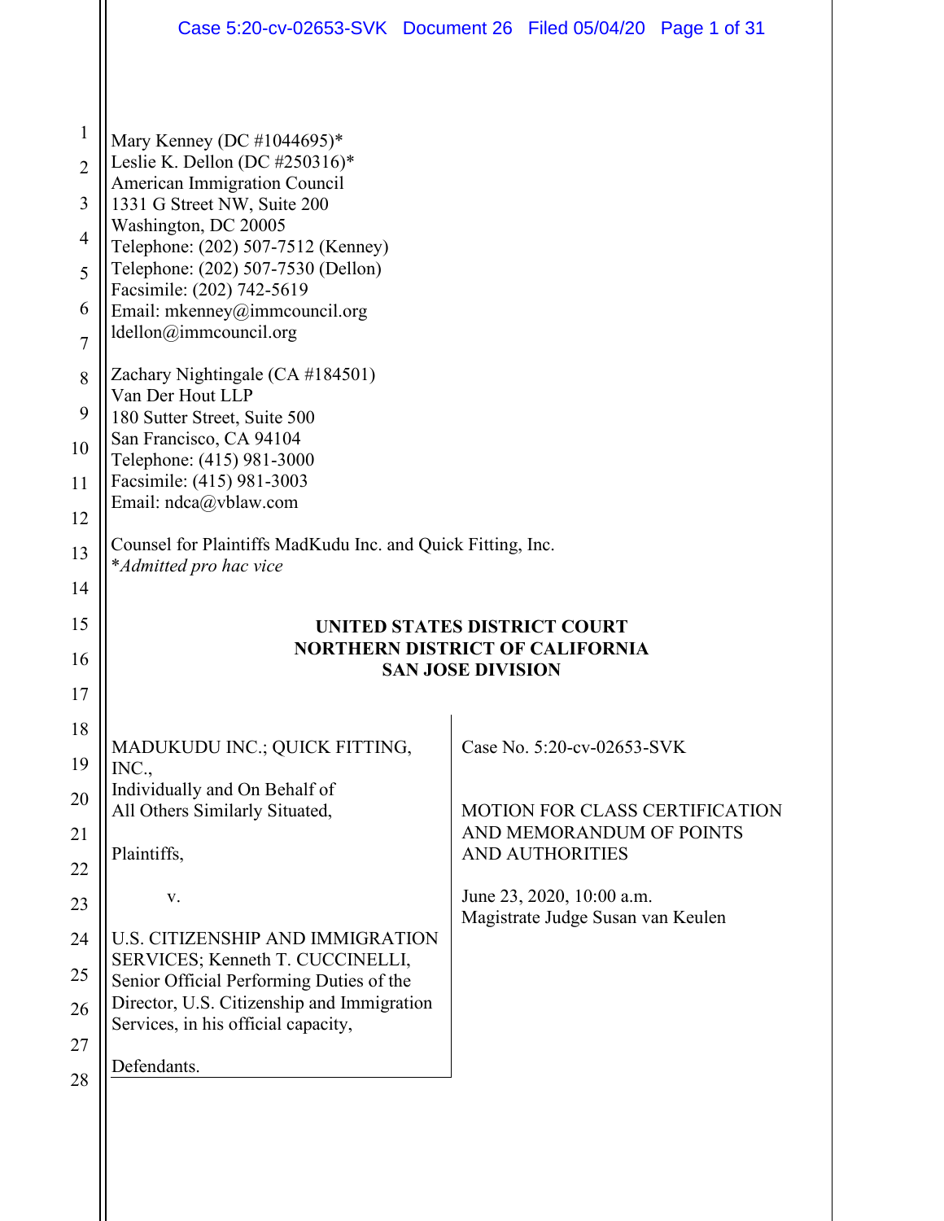Mary Kenney (DC #1044695)*
Leslie K. Dellon (DC #250316)*
American Immigration Council
1331 G Street NW, Suite 200
Washington, DC 20005
Telephone: (202) 507-7512 (Kenney)
Telephone: (202) 507-7530 (Dellon)
Facsimile: (202) 742-5619
Email: mkenney@immcouncil.org
ldellon@immcouncil.org

Zachary Nightingale (CA #184501)
Van Der Hout LLP
180 Sutter Street, Suite 500
San Francisco, CA 94104
Telephone: (415) 981-3000
Facsimile: (415) 981-3003
Email: ndca@vblaw.com

Counsel for Plaintiffs MadKudu Inc. and Quick Fitting, Inc.
**Admitted pro hac vice*

**UNITED STATES DISTRICT COURT**
**NORTHERN DISTRICT OF CALIFORNIA**
**SAN JOSE DIVISION**

| | |
|---|---|
| MADUKUDU INC.; QUICK FITTING, INC., Individually and On Behalf of All Others Similarly Situated,<br><br>Plaintiffs,<br><br>v.<br><br>U.S. CITIZENSHIP AND IMMIGRATION SERVICES; Kenneth T. CUCCINELLI, Senior Official Performing Duties of the Director, U.S. Citizenship and Immigration Services, in his official capacity,<br><br>Defendants. | Case No. 5:20-cv-02653-SVK<br><br>MOTION FOR CLASS CERTIFICATION AND MEMORANDUM OF POINTS AND AUTHORITIES<br><br>June 23, 2020, 10:00 a.m.<br>Magistrate Judge Susan van Keulen |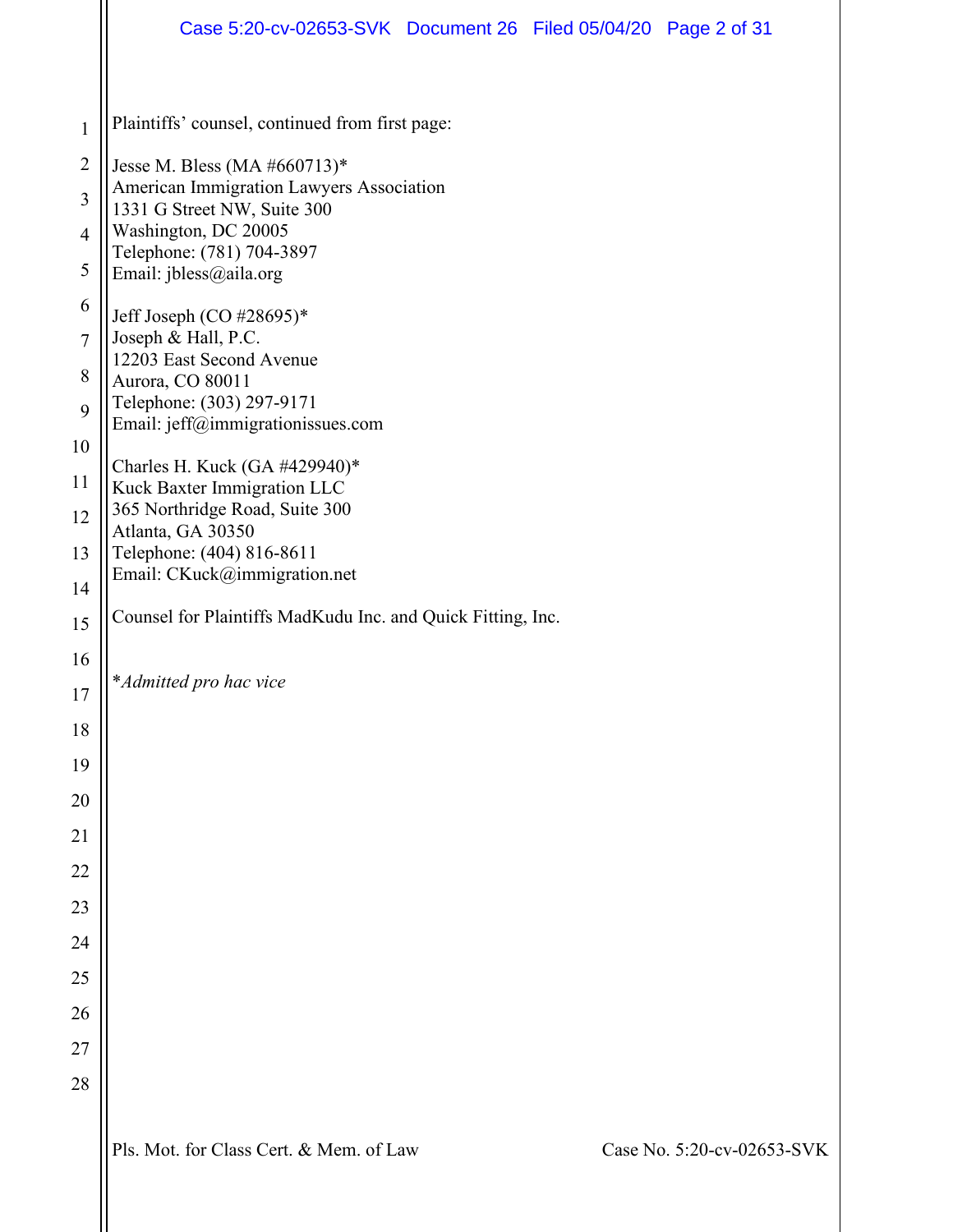Plaintiffs' counsel, continued from first page:

Jesse M. Bless (MA #660713)*
American Immigration Lawyers Association
1331 G Street NW, Suite 300
Washington, DC 20005
Telephone: (781) 704-3897
Email: jbless@aila.org

Jeff Joseph (CO #28695)*
Joseph & Hall, P.C.
12203 East Second Avenue
Aurora, CO 80011
Telephone: (303) 297-9171
Email: jeff@immigrationissues.com

Charles H. Kuck (GA #429940)*
Kuck Baxter Immigration LLC
365 Northridge Road, Suite 300
Atlanta, GA 30350
Telephone: (404) 816-8611
Email: CKuck@immigration.net

Counsel for Plaintiffs MadKudu Inc. and Quick Fitting, Inc.

**Admitted pro hac vice*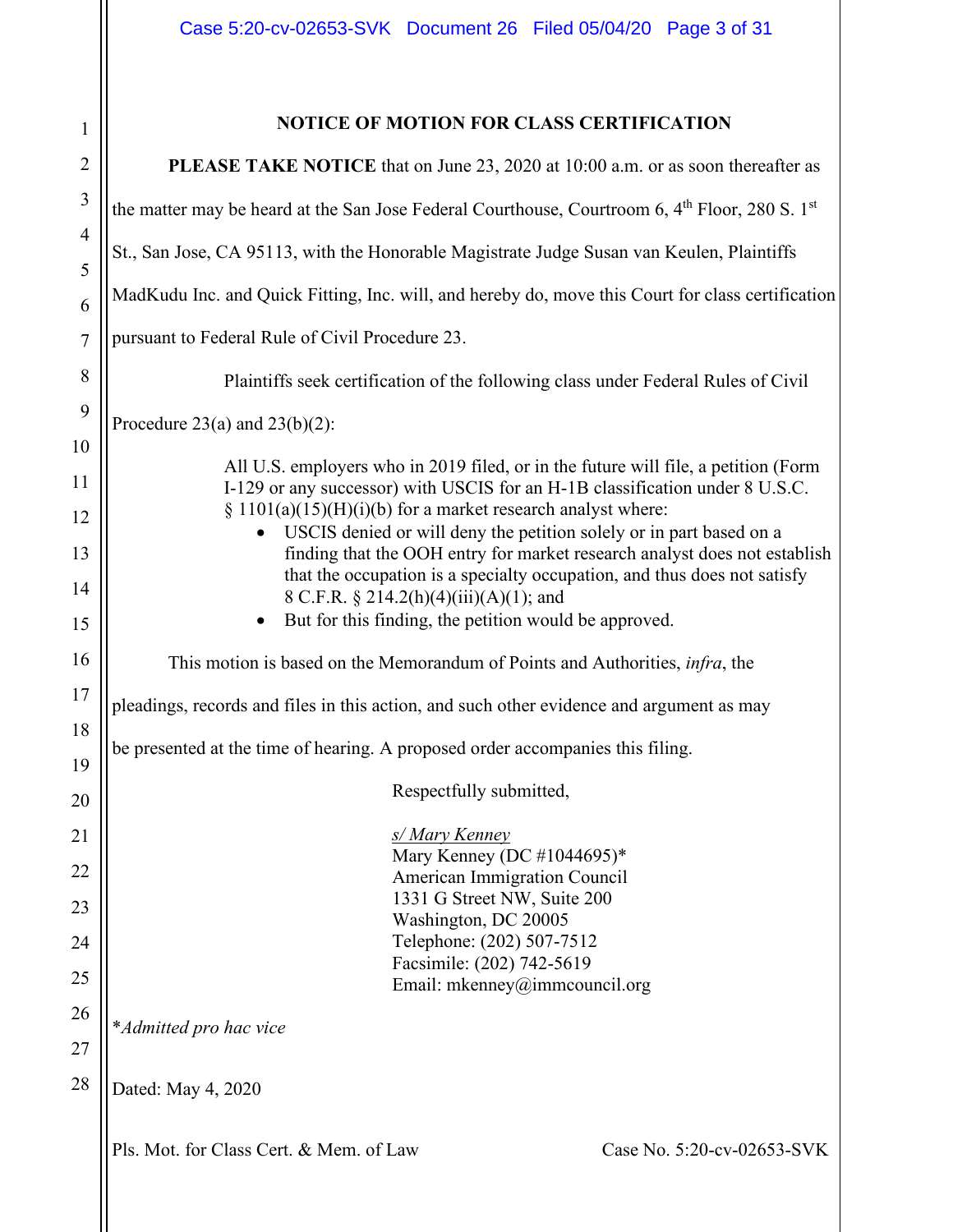## NOTICE OF MOTION FOR CLASS CERTIFICATION

**PLEASE TAKE NOTICE** that on June 23, 2020 at 10:00 a.m. or as soon thereafter as the matter may be heard at the San Jose Federal Courthouse, Courtroom 6, 4th Floor, 280 S. 1st St., San Jose, CA 95113, with the Honorable Magistrate Judge Susan van Keulen, Plaintiffs MadKudu Inc. and Quick Fitting, Inc. will, and hereby do, move this Court for class certification pursuant to Federal Rule of Civil Procedure 23.

Plaintiffs seek certification of the following class under Federal Rules of Civil Procedure 23(a) and 23(b)(2):

> All U.S. employers who in 2019 filed, or in the future will file, a petition (Form I-129 or any successor) with USCIS for an H-1B classification under 8 U.S.C. § 1101(a)(15)(H)(i)(b) for a market research analyst where:
>
> - USCIS denied or will deny the petition solely or in part based on a finding that the OOH entry for market research analyst does not establish that the occupation is a specialty occupation, and thus does not satisfy 8 C.F.R. § 214.2(h)(4)(iii)(A)(1); and
> - But for this finding, the petition would be approved.

This motion is based on the Memorandum of Points and Authorities, *infra*, the pleadings, records and files in this action, and such other evidence and argument as may be presented at the time of hearing. A proposed order accompanies this filing.

Respectfully submitted,

s/ Mary Kenney
Mary Kenney (DC #1044695)*
American Immigration Council
1331 G Street NW, Suite 200
Washington, DC 20005
Telephone: (202) 507-7512
Facsimile: (202) 742-5619
Email: mkenney@immcouncil.org

*\*Admitted pro hac vice*

Dated: May 4, 2020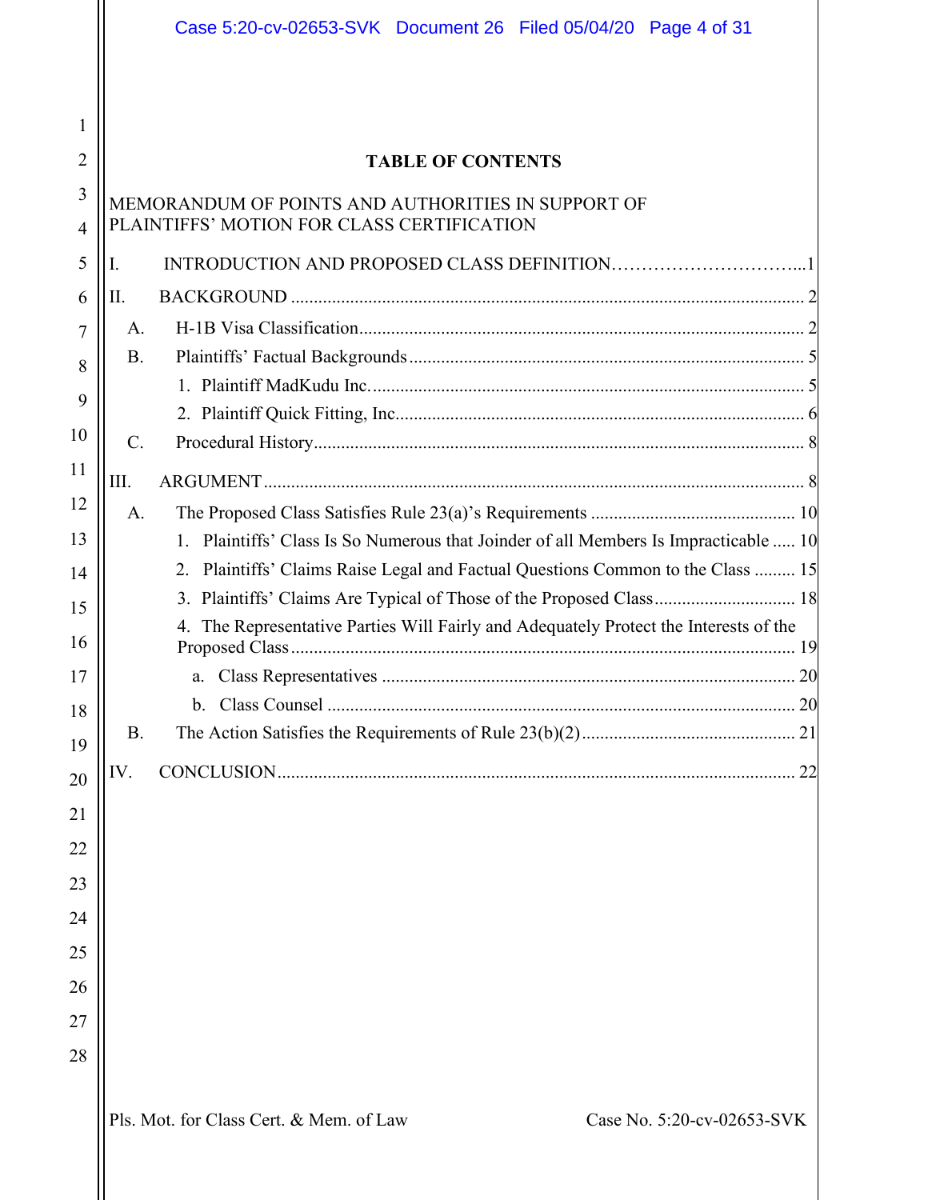## TABLE OF CONTENTS

MEMORANDUM OF POINTS AND AUTHORITIES IN SUPPORT OF PLAINTIFFS' MOTION FOR CLASS CERTIFICATION

I. INTRODUCTION AND PROPOSED CLASS DEFINITION ... 1

II. BACKGROUND ... 2

- A. H-1B Visa Classification ... 2
- B. Plaintiffs' Factual Backgrounds ... 5
  - 1. Plaintiff MadKudu Inc. ... 5
  - 2. Plaintiff Quick Fitting, Inc. ... 6
- C. Procedural History ... 8

III. ARGUMENT ... 8

- A. The Proposed Class Satisfies Rule 23(a)'s Requirements ... 10
  - 1. Plaintiffs' Class Is So Numerous that Joinder of all Members Is Impracticable ... 10
  - 2. Plaintiffs' Claims Raise Legal and Factual Questions Common to the Class ... 15
  - 3. Plaintiffs' Claims Are Typical of Those of the Proposed Class ... 18
  - 4. The Representative Parties Will Fairly and Adequately Protect the Interests of the Proposed Class ... 19
    - a. Class Representatives ... 20
    - b. Class Counsel ... 20
- B. The Action Satisfies the Requirements of Rule 23(b)(2) ... 21

IV. CONCLUSION ... 22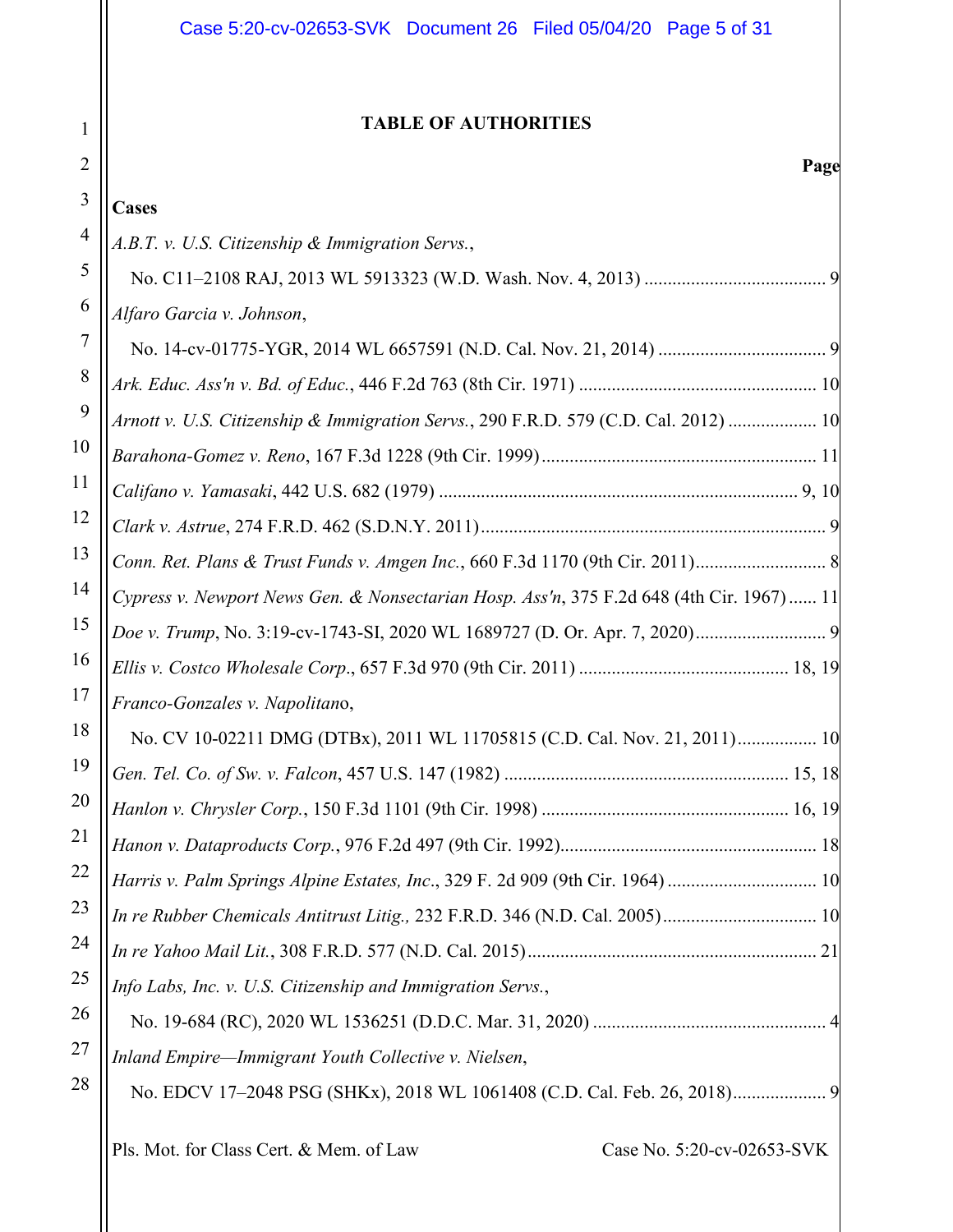## TABLE OF AUTHORITIES

**Page**

**Cases**

*A.B.T. v. U.S. Citizenship & Immigration Servs.*,
No. C11–2108 RAJ, 2013 WL 5913323 (W.D. Wash. Nov. 4, 2013) ....................................... 9

*Alfaro Garcia v. Johnson*,
No. 14-cv-01775-YGR, 2014 WL 6657591 (N.D. Cal. Nov. 21, 2014) .................................... 9

*Ark. Educ. Ass'n v. Bd. of Educ.*, 446 F.2d 763 (8th Cir. 1971) ................................................... 10

*Arnott v. U.S. Citizenship & Immigration Servs.*, 290 F.R.D. 579 (C.D. Cal. 2012) ................... 10

*Barahona-Gomez v. Reno*, 167 F.3d 1228 (9th Cir. 1999)........................................................... 11

*Califano v. Yamasaki*, 442 U.S. 682 (1979) ............................................................................ 9, 10

*Clark v. Astrue*, 274 F.R.D. 462 (S.D.N.Y. 2011).......................................................................... 9

*Conn. Ret. Plans & Trust Funds v. Amgen Inc.*, 660 F.3d 1170 (9th Cir. 2011)............................ 8

*Cypress v. Newport News Gen. & Nonsectarian Hosp. Ass'n*, 375 F.2d 648 (4th Cir. 1967) ...... 11

*Doe v. Trump*, No. 3:19-cv-1743-SI, 2020 WL 1689727 (D. Or. Apr. 7, 2020)............................ 9

*Ellis v. Costco Wholesale Corp.*, 657 F.3d 970 (9th Cir. 2011) ............................................ 18, 19

*Franco-Gonzales v. Napolitano*,
No. CV 10-02211 DMG (DTBx), 2011 WL 11705815 (C.D. Cal. Nov. 21, 2011)................. 10

*Gen. Tel. Co. of Sw. v. Falcon*, 457 U.S. 147 (1982) ............................................................ 15, 18

*Hanlon v. Chrysler Corp.*, 150 F.3d 1101 (9th Cir. 1998) .................................................... 16, 19

*Hanon v. Dataproducts Corp.*, 976 F.2d 497 (9th Cir. 1992)...................................................... 18

*Harris v. Palm Springs Alpine Estates, Inc*., 329 F. 2d 909 (9th Cir. 1964) ................................ 10

*In re Rubber Chemicals Antitrust Litig.,* 232 F.R.D. 346 (N.D. Cal. 2005)................................. 10

*In re Yahoo Mail Lit.*, 308 F.R.D. 577 (N.D. Cal. 2015)............................................................. 21

*Info Labs, Inc. v. U.S. Citizenship and Immigration Servs.*,
No. 19-684 (RC), 2020 WL 1536251 (D.D.C. Mar. 31, 2020) .................................................. 4

*Inland Empire—Immigrant Youth Collective v. Nielsen*,
No. EDCV 17–2048 PSG (SHKx), 2018 WL 1061408 (C.D. Cal. Feb. 26, 2018).................... 9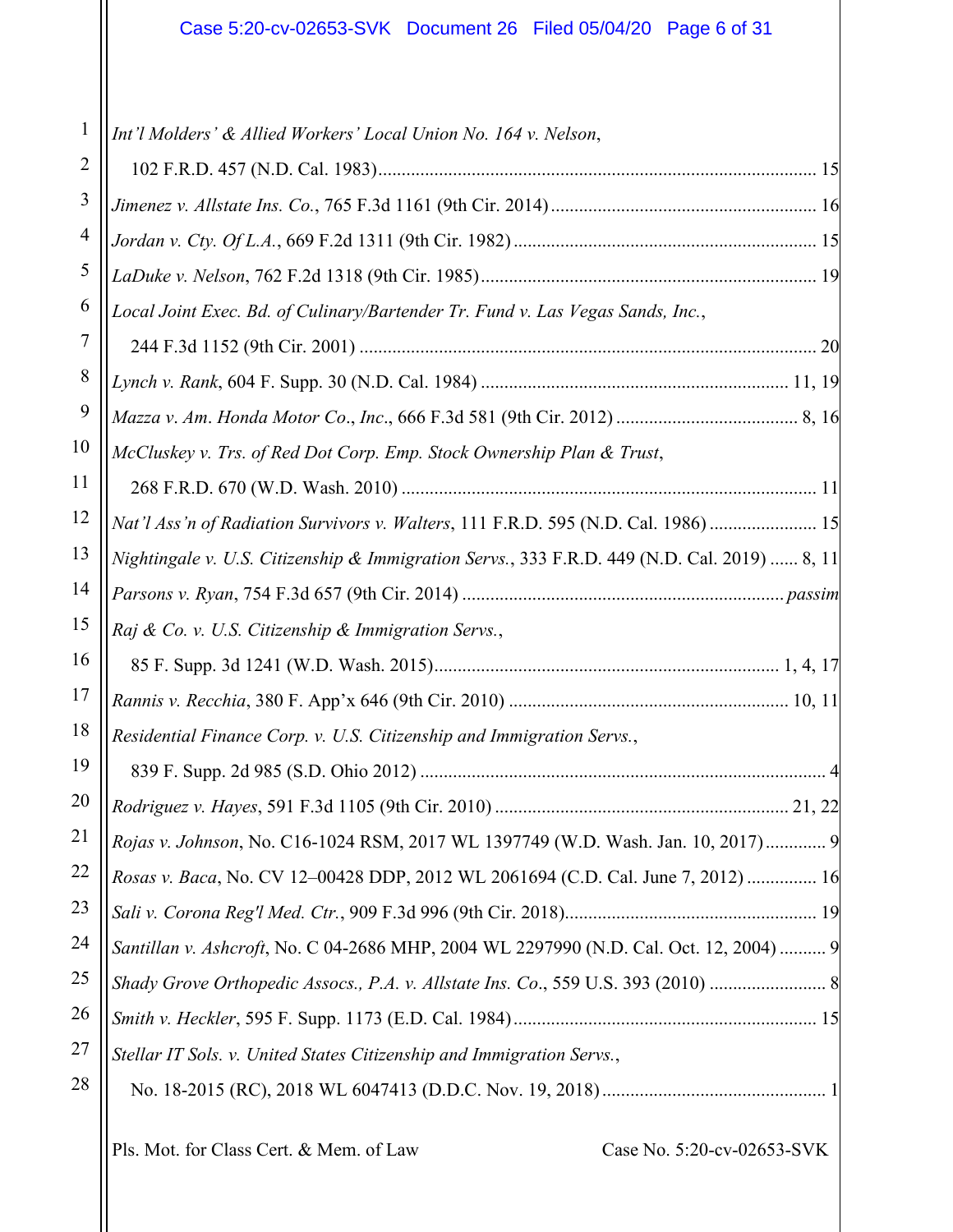*Int'l Molders' & Allied Workers' Local Union No. 164 v. Nelson*,
102 F.R.D. 457 (N.D. Cal. 1983)............................................................................................ 15

*Jimenez v. Allstate Ins. Co.*, 765 F.3d 1161 (9th Cir. 2014)......................................................... 16

*Jordan v. Cty. Of L.A.*, 669 F.2d 1311 (9th Cir. 1982)................................................................. 15

*LaDuke v. Nelson*, 762 F.2d 1318 (9th Cir. 1985)........................................................................ 19

*Local Joint Exec. Bd. of Culinary/Bartender Tr. Fund v. Las Vegas Sands, Inc.*,
244 F.3d 1152 (9th Cir. 2001)................................................................................................ 20

*Lynch v. Rank*, 604 F. Supp. 30 (N.D. Cal. 1984)................................................................. 11, 19

*Mazza v. Am. Honda Motor Co., Inc.*, 666 F.3d 581 (9th Cir. 2012)....................................... 8, 16

*McCluskey v. Trs. of Red Dot Corp. Emp. Stock Ownership Plan & Trust*,
268 F.R.D. 670 (W.D. Wash. 2010)....................................................................................... 11

*Nat'l Ass'n of Radiation Survivors v. Walters*, 111 F.R.D. 595 (N.D. Cal. 1986)....................... 15

*Nightingale v. U.S. Citizenship & Immigration Servs.*, 333 F.R.D. 449 (N.D. Cal. 2019)...... 8, 11

*Parsons v. Ryan*, 754 F.3d 657 (9th Cir. 2014).................................................................... *passim*

*Raj & Co. v. U.S. Citizenship & Immigration Servs.*,
85 F. Supp. 3d 1241 (W.D. Wash. 2015).......................................................................... 1, 4, 17

*Rannis v. Recchia*, 380 F. App'x 646 (9th Cir. 2010)........................................................... 10, 11

*Residential Finance Corp. v. U.S. Citizenship and Immigration Servs.*,
839 F. Supp. 2d 985 (S.D. Ohio 2012)...................................................................................... 4

*Rodriguez v. Hayes*, 591 F.3d 1105 (9th Cir. 2010).............................................................. 21, 22

*Rojas v. Johnson*, No. C16-1024 RSM, 2017 WL 1397749 (W.D. Wash. Jan. 10, 2017)............. 9

*Rosas v. Baca*, No. CV 12–00428 DDP, 2012 WL 2061694 (C.D. Cal. June 7, 2012)............... 16

*Sali v. Corona Reg'l Med. Ctr.*, 909 F.3d 996 (9th Cir. 2018)..................................................... 19

*Santillan v. Ashcroft*, No. C 04-2686 MHP, 2004 WL 2297990 (N.D. Cal. Oct. 12, 2004).......... 9

*Shady Grove Orthopedic Assocs., P.A. v. Allstate Ins. Co.*, 559 U.S. 393 (2010)......................... 8

*Smith v. Heckler*, 595 F. Supp. 1173 (E.D. Cal. 1984)................................................................ 15

*Stellar IT Sols. v. United States Citizenship and Immigration Servs.*,
No. 18-2015 (RC), 2018 WL 6047413 (D.D.C. Nov. 19, 2018)............................................... 1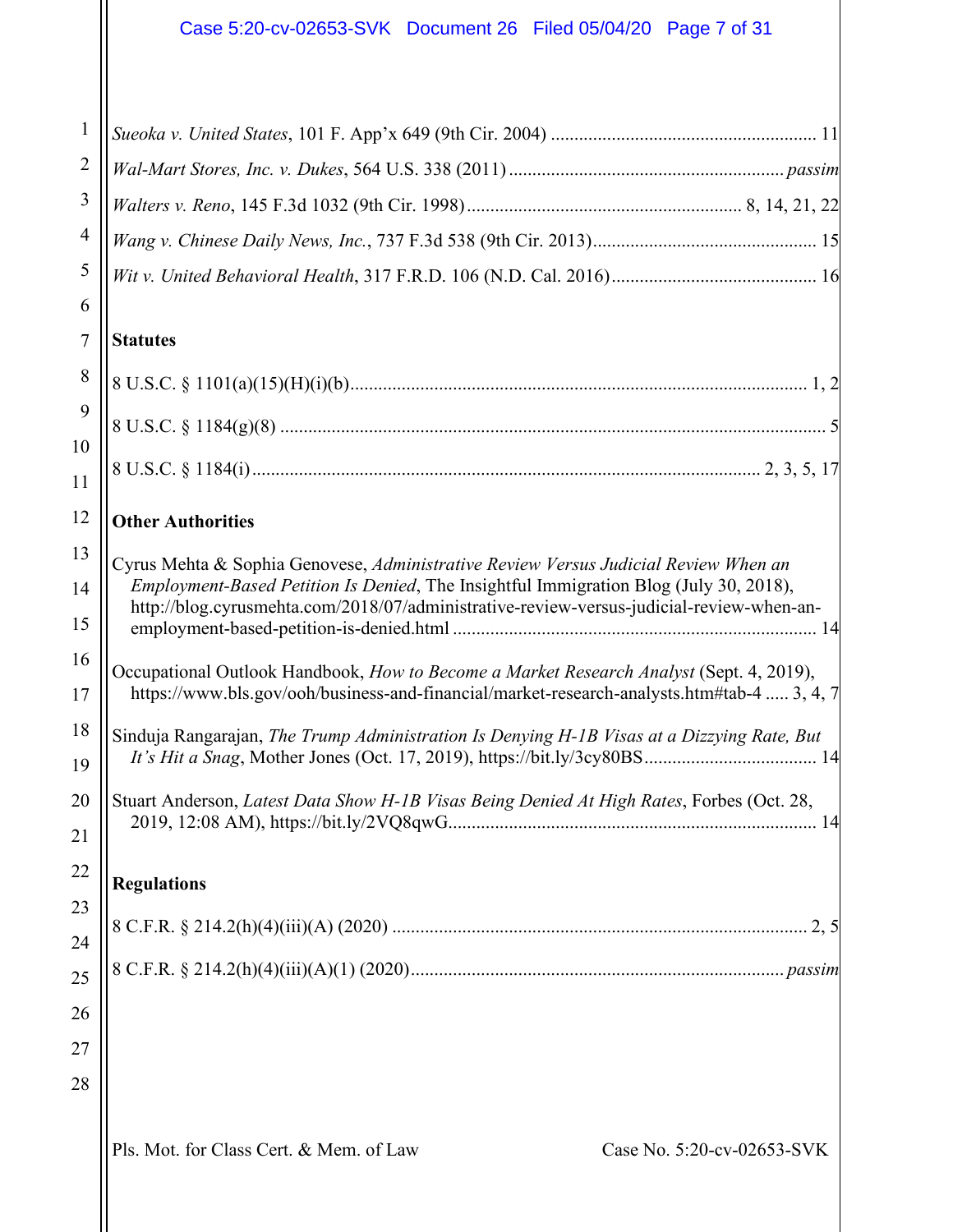*Sueoka v. United States*, 101 F. App'x 649 (9th Cir. 2004) ........................................................ 11

*Wal-Mart Stores, Inc. v. Dukes*, 564 U.S. 338 (2011) .......................................................... *passim*

*Walters v. Reno*, 145 F.3d 1032 (9th Cir. 1998) .......................................................... 8, 14, 21, 22

*Wang v. Chinese Daily News, Inc.*, 737 F.3d 538 (9th Cir. 2013) ................................................ 15

*Wit v. United Behavioral Health*, 317 F.R.D. 106 (N.D. Cal. 2016) ............................................ 16

**Statutes**

8 U.S.C. § 1101(a)(15)(H)(i)(b) ................................................................................................ 1, 2

8 U.S.C. § 1184(g)(8) ................................................................................................................... 5

8 U.S.C. § 1184(i) ............................................................................................................ 2, 3, 5, 17

**Other Authorities**

Cyrus Mehta & Sophia Genovese, *Administrative Review Versus Judicial Review When an Employment-Based Petition Is Denied*, The Insightful Immigration Blog (July 30, 2018), http://blog.cyrusmehta.com/2018/07/administrative-review-versus-judicial-review-when-an-employment-based-petition-is-denied.html ............................................................................ 14

Occupational Outlook Handbook, *How to Become a Market Research Analyst* (Sept. 4, 2019), https://www.bls.gov/ooh/business-and-financial/market-research-analysts.htm#tab-4 ..... 3, 4, 7

Sinduja Rangarajan, *The Trump Administration Is Denying H-1B Visas at a Dizzying Rate, But It's Hit a Snag*, Mother Jones (Oct. 17, 2019), https://bit.ly/3cy80BS .................................... 14

Stuart Anderson, *Latest Data Show H-1B Visas Being Denied At High Rates*, Forbes (Oct. 28, 2019, 12:08 AM), https://bit.ly/2VQ8qwG............................................................................. 14

**Regulations**

8 C.F.R. § 214.2(h)(4)(iii)(A) (2020) ........................................................................................ 2, 5

8 C.F.R. § 214.2(h)(4)(iii)(A)(1) (2020) ............................................................................... *passim*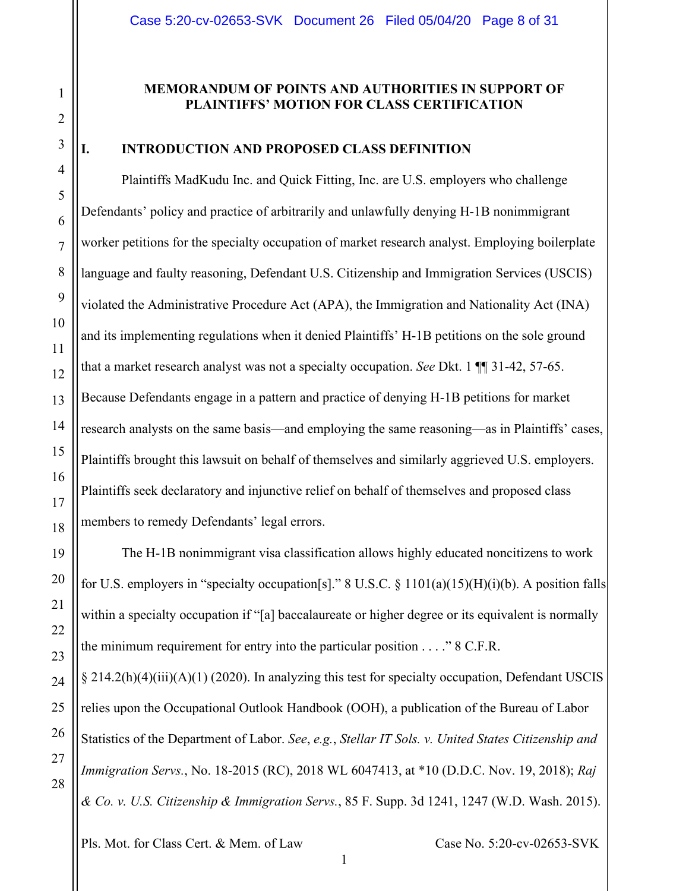**MEMORANDUM OF POINTS AND AUTHORITIES IN SUPPORT OF PLAINTIFFS' MOTION FOR CLASS CERTIFICATION**

## I. INTRODUCTION AND PROPOSED CLASS DEFINITION

Plaintiffs MadKudu Inc. and Quick Fitting, Inc. are U.S. employers who challenge Defendants' policy and practice of arbitrarily and unlawfully denying H-1B nonimmigrant worker petitions for the specialty occupation of market research analyst. Employing boilerplate language and faulty reasoning, Defendant U.S. Citizenship and Immigration Services (USCIS) violated the Administrative Procedure Act (APA), the Immigration and Nationality Act (INA) and its implementing regulations when it denied Plaintiffs' H-1B petitions on the sole ground that a market research analyst was not a specialty occupation. *See* Dkt. 1 ¶¶ 31-42, 57-65. Because Defendants engage in a pattern and practice of denying H-1B petitions for market research analysts on the same basis—and employing the same reasoning—as in Plaintiffs' cases, Plaintiffs brought this lawsuit on behalf of themselves and similarly aggrieved U.S. employers. Plaintiffs seek declaratory and injunctive relief on behalf of themselves and proposed class members to remedy Defendants' legal errors.

The H-1B nonimmigrant visa classification allows highly educated noncitizens to work for U.S. employers in "specialty occupation[s]." 8 U.S.C. § 1101(a)(15)(H)(i)(b). A position falls within a specialty occupation if "[a] baccalaureate or higher degree or its equivalent is normally the minimum requirement for entry into the particular position . . . ." 8 C.F.R. § 214.2(h)(4)(iii)(A)(1) (2020). In analyzing this test for specialty occupation, Defendant USCIS relies upon the Occupational Outlook Handbook (OOH), a publication of the Bureau of Labor Statistics of the Department of Labor. *See*, *e.g.*, *Stellar IT Sols. v. United States Citizenship and Immigration Servs.*, No. 18-2015 (RC), 2018 WL 6047413, at *10 (D.D.C. Nov. 19, 2018); *Raj & Co. v. U.S. Citizenship & Immigration Servs.*, 85 F. Supp. 3d 1241, 1247 (W.D. Wash. 2015).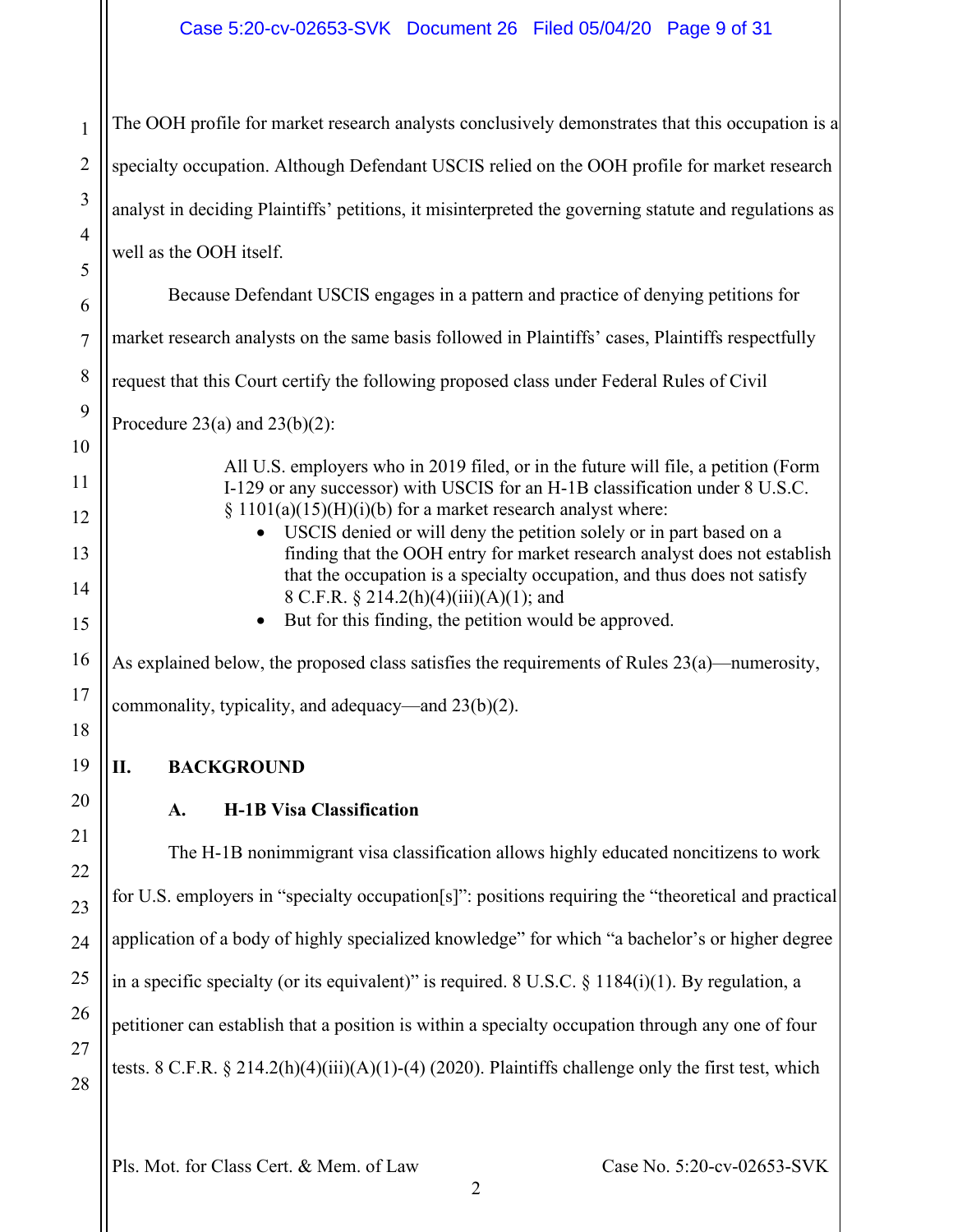The OOH profile for market research analysts conclusively demonstrates that this occupation is a specialty occupation. Although Defendant USCIS relied on the OOH profile for market research analyst in deciding Plaintiffs' petitions, it misinterpreted the governing statute and regulations as well as the OOH itself.

Because Defendant USCIS engages in a pattern and practice of denying petitions for market research analysts on the same basis followed in Plaintiffs' cases, Plaintiffs respectfully request that this Court certify the following proposed class under Federal Rules of Civil Procedure 23(a) and 23(b)(2):

> All U.S. employers who in 2019 filed, or in the future will file, a petition (Form I-129 or any successor) with USCIS for an H-1B classification under 8 U.S.C. § 1101(a)(15)(H)(i)(b) for a market research analyst where:
>
> - USCIS denied or will deny the petition solely or in part based on a finding that the OOH entry for market research analyst does not establish that the occupation is a specialty occupation, and thus does not satisfy 8 C.F.R. § 214.2(h)(4)(iii)(A)(1); and
> - But for this finding, the petition would be approved.

As explained below, the proposed class satisfies the requirements of Rules 23(a)—numerosity, commonality, typicality, and adequacy—and 23(b)(2).

## II. BACKGROUND

### A. H-1B Visa Classification

The H-1B nonimmigrant visa classification allows highly educated noncitizens to work for U.S. employers in "specialty occupation[s]": positions requiring the "theoretical and practical application of a body of highly specialized knowledge" for which "a bachelor's or higher degree in a specific specialty (or its equivalent)" is required. 8 U.S.C. § 1184(i)(1). By regulation, a petitioner can establish that a position is within a specialty occupation through any one of four tests. 8 C.F.R. § 214.2(h)(4)(iii)(A)(1)-(4) (2020). Plaintiffs challenge only the first test, which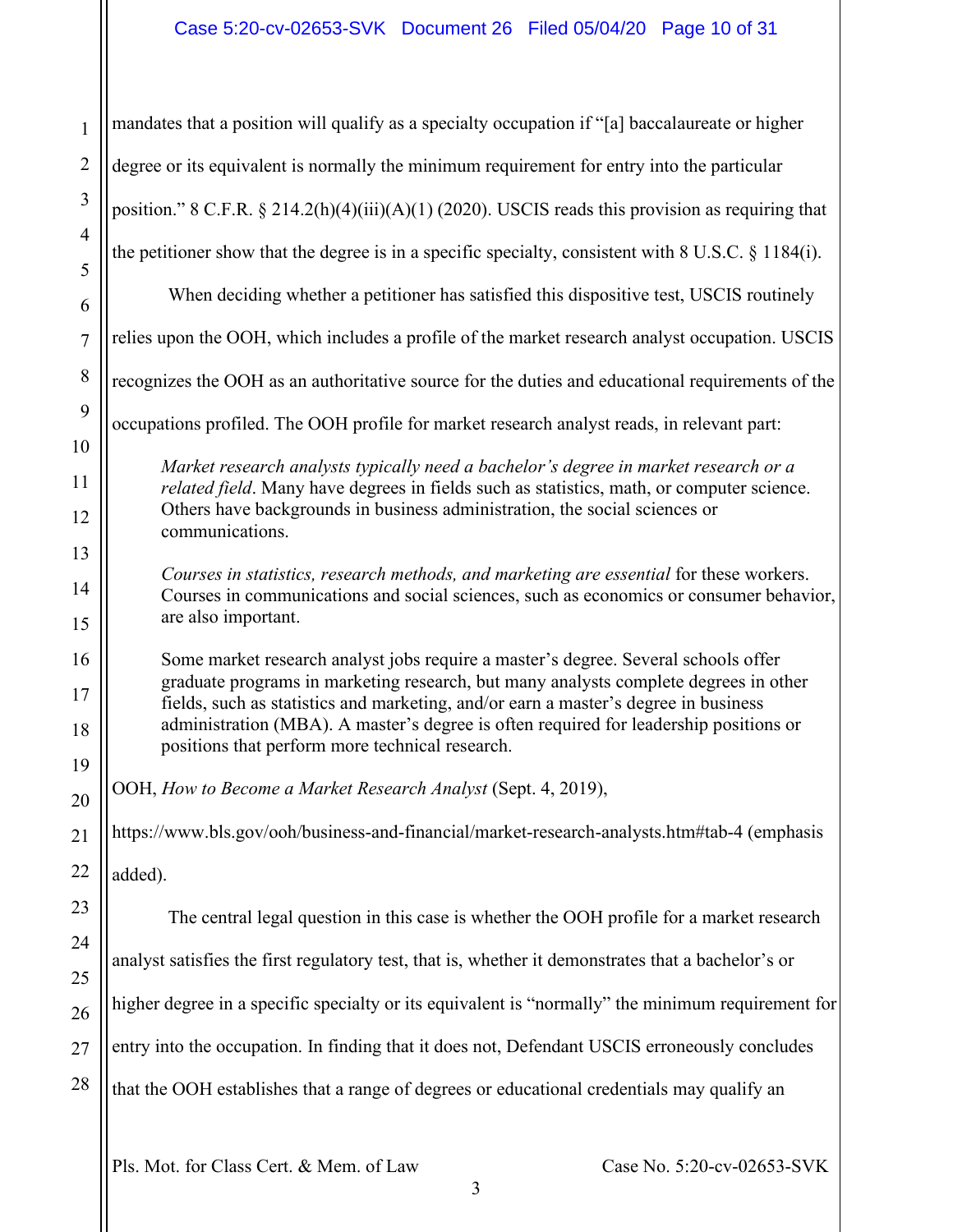mandates that a position will qualify as a specialty occupation if "[a] baccalaureate or higher degree or its equivalent is normally the minimum requirement for entry into the particular position." 8 C.F.R. § 214.2(h)(4)(iii)(A)(1) (2020). USCIS reads this provision as requiring that the petitioner show that the degree is in a specific specialty, consistent with 8 U.S.C. § 1184(i).

When deciding whether a petitioner has satisfied this dispositive test, USCIS routinely relies upon the OOH, which includes a profile of the market research analyst occupation. USCIS recognizes the OOH as an authoritative source for the duties and educational requirements of the occupations profiled. The OOH profile for market research analyst reads, in relevant part:

> *Market research analysts typically need a bachelor's degree in market research or a related field*. Many have degrees in fields such as statistics, math, or computer science. Others have backgrounds in business administration, the social sciences or communications.
>
> *Courses in statistics, research methods, and marketing are essential* for these workers. Courses in communications and social sciences, such as economics or consumer behavior, are also important.
>
> Some market research analyst jobs require a master's degree. Several schools offer graduate programs in marketing research, but many analysts complete degrees in other fields, such as statistics and marketing, and/or earn a master's degree in business administration (MBA). A master's degree is often required for leadership positions or positions that perform more technical research.

OOH, *How to Become a Market Research Analyst* (Sept. 4, 2019), https://www.bls.gov/ooh/business-and-financial/market-research-analysts.htm#tab-4 (emphasis added).

The central legal question in this case is whether the OOH profile for a market research analyst satisfies the first regulatory test, that is, whether it demonstrates that a bachelor's or higher degree in a specific specialty or its equivalent is "normally" the minimum requirement for entry into the occupation. In finding that it does not, Defendant USCIS erroneously concludes that the OOH establishes that a range of degrees or educational credentials may qualify an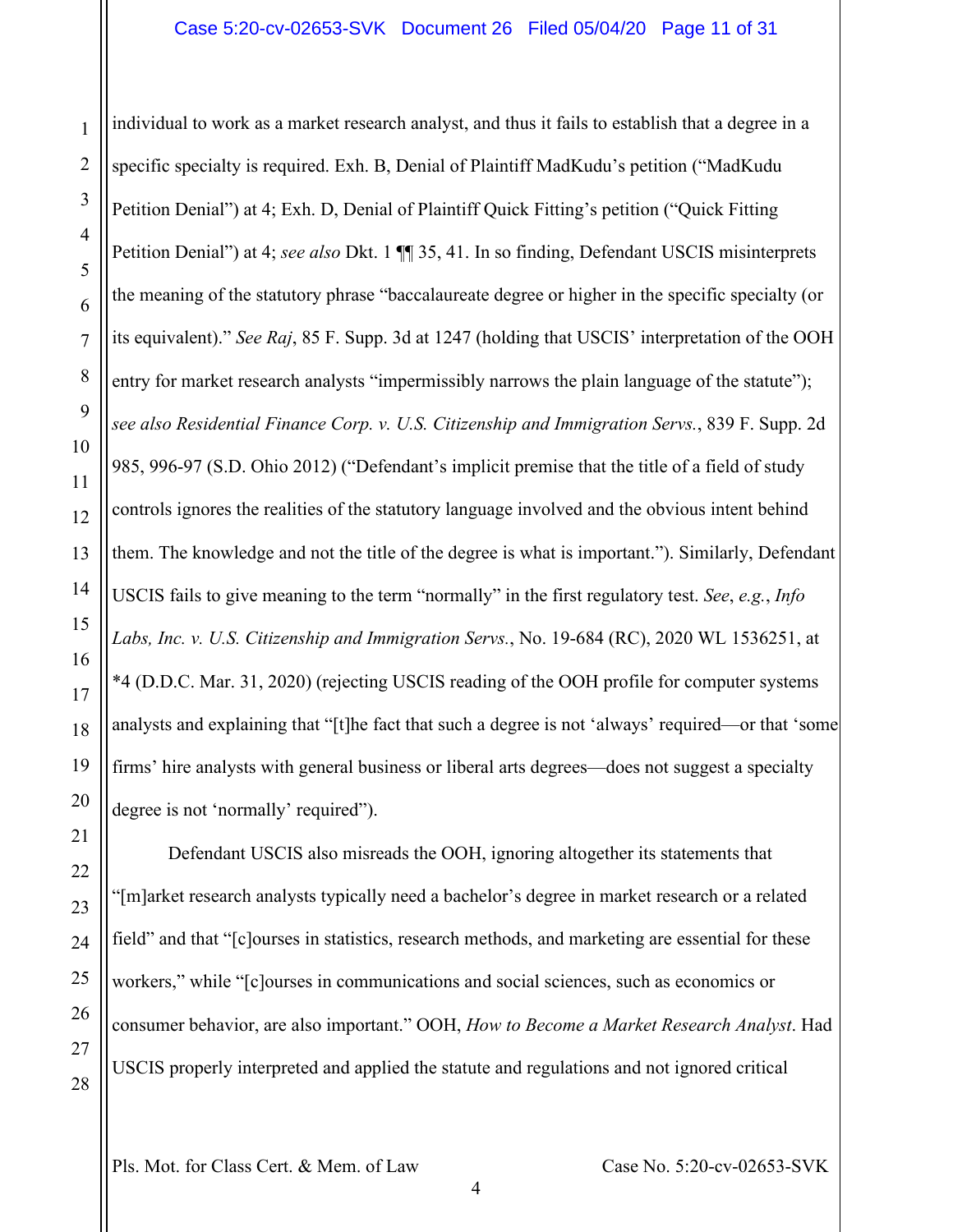individual to work as a market research analyst, and thus it fails to establish that a degree in a specific specialty is required. Exh. B, Denial of Plaintiff MadKudu's petition ("MadKudu Petition Denial") at 4; Exh. D, Denial of Plaintiff Quick Fitting's petition ("Quick Fitting Petition Denial") at 4; *see also* Dkt. 1 ¶¶ 35, 41. In so finding, Defendant USCIS misinterprets the meaning of the statutory phrase "baccalaureate degree or higher in the specific specialty (or its equivalent)." *See Raj*, 85 F. Supp. 3d at 1247 (holding that USCIS' interpretation of the OOH entry for market research analysts "impermissibly narrows the plain language of the statute"); *see also Residential Finance Corp. v. U.S. Citizenship and Immigration Servs.*, 839 F. Supp. 2d 985, 996-97 (S.D. Ohio 2012) ("Defendant's implicit premise that the title of a field of study controls ignores the realities of the statutory language involved and the obvious intent behind them. The knowledge and not the title of the degree is what is important."). Similarly, Defendant USCIS fails to give meaning to the term "normally" in the first regulatory test. *See*, *e.g.*, *Info Labs, Inc. v. U.S. Citizenship and Immigration Servs.*, No. 19-684 (RC), 2020 WL 1536251, at *4 (D.D.C. Mar. 31, 2020) (rejecting USCIS reading of the OOH profile for computer systems analysts and explaining that "[t]he fact that such a degree is not 'always' required—or that 'some firms' hire analysts with general business or liberal arts degrees—does not suggest a specialty degree is not 'normally' required").

Defendant USCIS also misreads the OOH, ignoring altogether its statements that "[m]arket research analysts typically need a bachelor's degree in market research or a related field" and that "[c]ourses in statistics, research methods, and marketing are essential for these workers," while "[c]ourses in communications and social sciences, such as economics or consumer behavior, are also important." OOH, *How to Become a Market Research Analyst*. Had USCIS properly interpreted and applied the statute and regulations and not ignored critical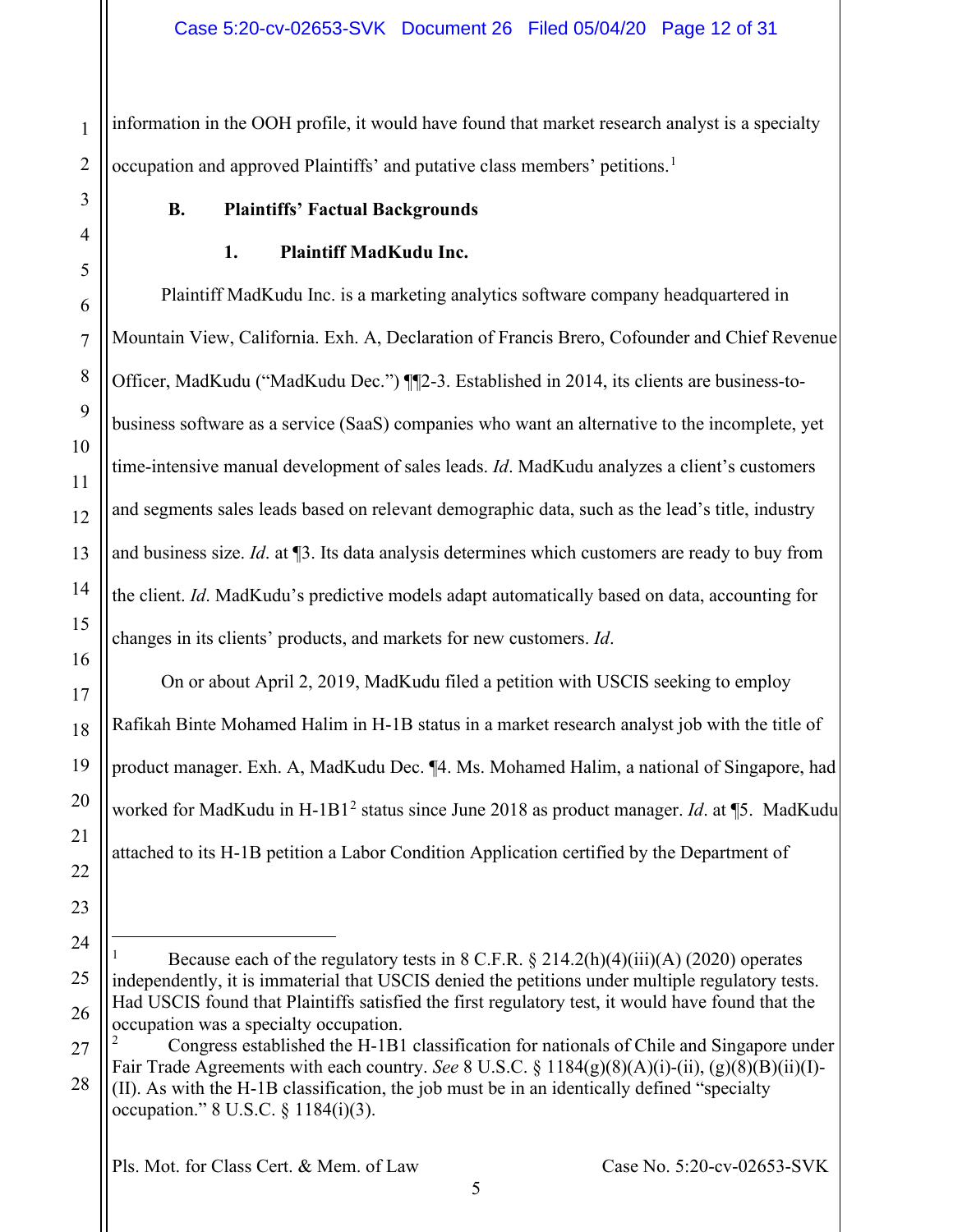information in the OOH profile, it would have found that market research analyst is a specialty occupation and approved Plaintiffs' and putative class members' petitions.[1]

### B. Plaintiffs' Factual Backgrounds

#### 1. Plaintiff MadKudu Inc.

Plaintiff MadKudu Inc. is a marketing analytics software company headquartered in Mountain View, California. Exh. A, Declaration of Francis Brero, Cofounder and Chief Revenue Officer, MadKudu ("MadKudu Dec.") ¶¶2-3. Established in 2014, its clients are business-to-business software as a service (SaaS) companies who want an alternative to the incomplete, yet time-intensive manual development of sales leads. *Id*. MadKudu analyzes a client's customers and segments sales leads based on relevant demographic data, such as the lead's title, industry and business size. *Id*. at ¶3. Its data analysis determines which customers are ready to buy from the client. *Id*. MadKudu's predictive models adapt automatically based on data, accounting for changes in its clients' products, and markets for new customers. *Id*.

On or about April 2, 2019, MadKudu filed a petition with USCIS seeking to employ Rafikah Binte Mohamed Halim in H-1B status in a market research analyst job with the title of product manager. Exh. A, MadKudu Dec. ¶4. Ms. Mohamed Halim, a national of Singapore, had worked for MadKudu in H-1B1[2] status since June 2018 as product manager. *Id*. at ¶5. MadKudu attached to its H-1B petition a Labor Condition Application certified by the Department of

---

[1] Because each of the regulatory tests in 8 C.F.R. § 214.2(h)(4)(iii)(A) (2020) operates independently, it is immaterial that USCIS denied the petitions under multiple regulatory tests. Had USCIS found that Plaintiffs satisfied the first regulatory test, it would have found that the occupation was a specialty occupation.

[2] Congress established the H-1B1 classification for nationals of Chile and Singapore under Fair Trade Agreements with each country. *See* 8 U.S.C. § 1184(g)(8)(A)(i)-(ii), (g)(8)(B)(ii)(I)-(II). As with the H-1B classification, the job must be in an identically defined "specialty occupation." 8 U.S.C. § 1184(i)(3).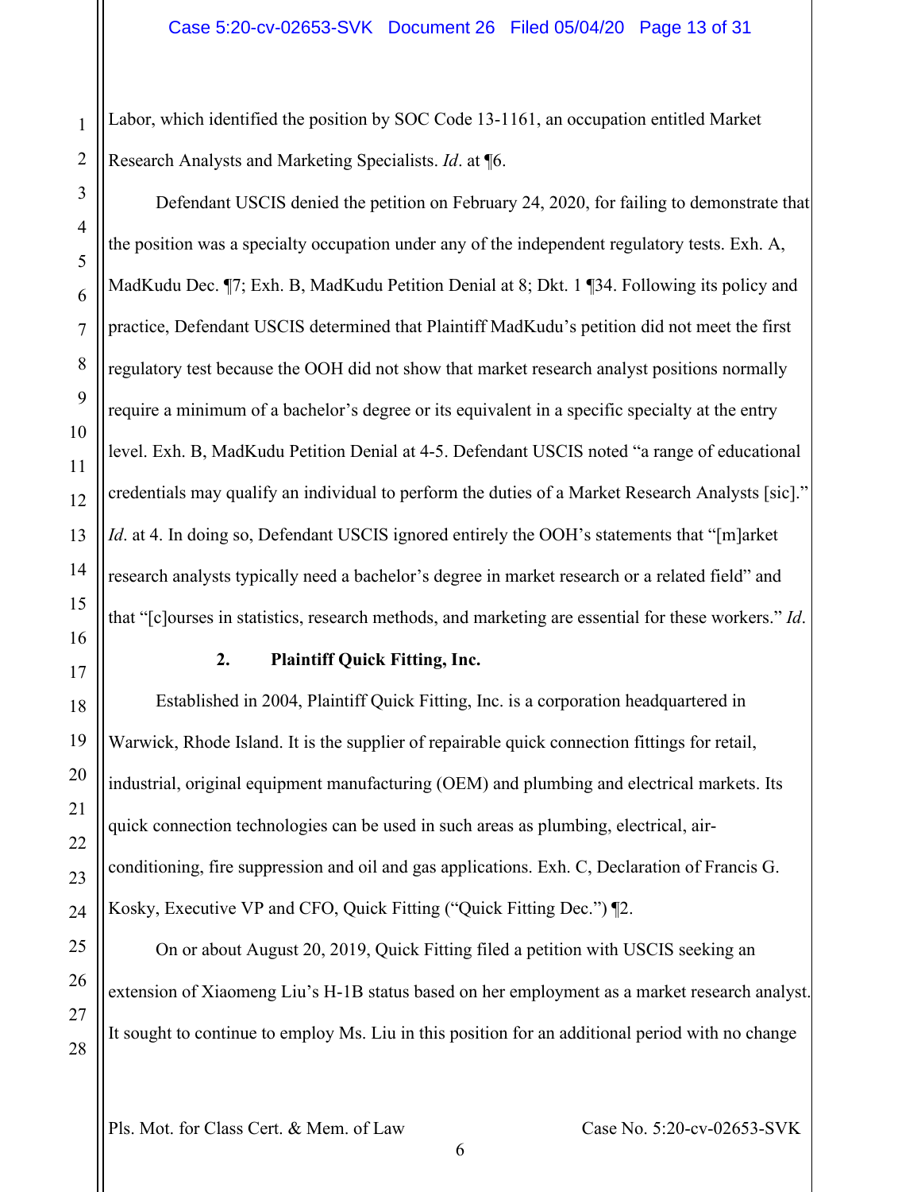Labor, which identified the position by SOC Code 13-1161, an occupation entitled Market Research Analysts and Marketing Specialists. *Id*. at ¶6.

Defendant USCIS denied the petition on February 24, 2020, for failing to demonstrate that the position was a specialty occupation under any of the independent regulatory tests. Exh. A, MadKudu Dec. ¶7; Exh. B, MadKudu Petition Denial at 8; Dkt. 1 ¶34. Following its policy and practice, Defendant USCIS determined that Plaintiff MadKudu's petition did not meet the first regulatory test because the OOH did not show that market research analyst positions normally require a minimum of a bachelor's degree or its equivalent in a specific specialty at the entry level. Exh. B, MadKudu Petition Denial at 4-5. Defendant USCIS noted "a range of educational credentials may qualify an individual to perform the duties of a Market Research Analysts [sic]." *Id*. at 4. In doing so, Defendant USCIS ignored entirely the OOH's statements that "[m]arket research analysts typically need a bachelor's degree in market research or a related field" and that "[c]ourses in statistics, research methods, and marketing are essential for these workers." *Id*.

### 2. Plaintiff Quick Fitting, Inc.

Established in 2004, Plaintiff Quick Fitting, Inc. is a corporation headquartered in Warwick, Rhode Island. It is the supplier of repairable quick connection fittings for retail, industrial, original equipment manufacturing (OEM) and plumbing and electrical markets. Its quick connection technologies can be used in such areas as plumbing, electrical, air-conditioning, fire suppression and oil and gas applications. Exh. C, Declaration of Francis G. Kosky, Executive VP and CFO, Quick Fitting ("Quick Fitting Dec.") ¶2.

On or about August 20, 2019, Quick Fitting filed a petition with USCIS seeking an extension of Xiaomeng Liu's H-1B status based on her employment as a market research analyst. It sought to continue to employ Ms. Liu in this position for an additional period with no change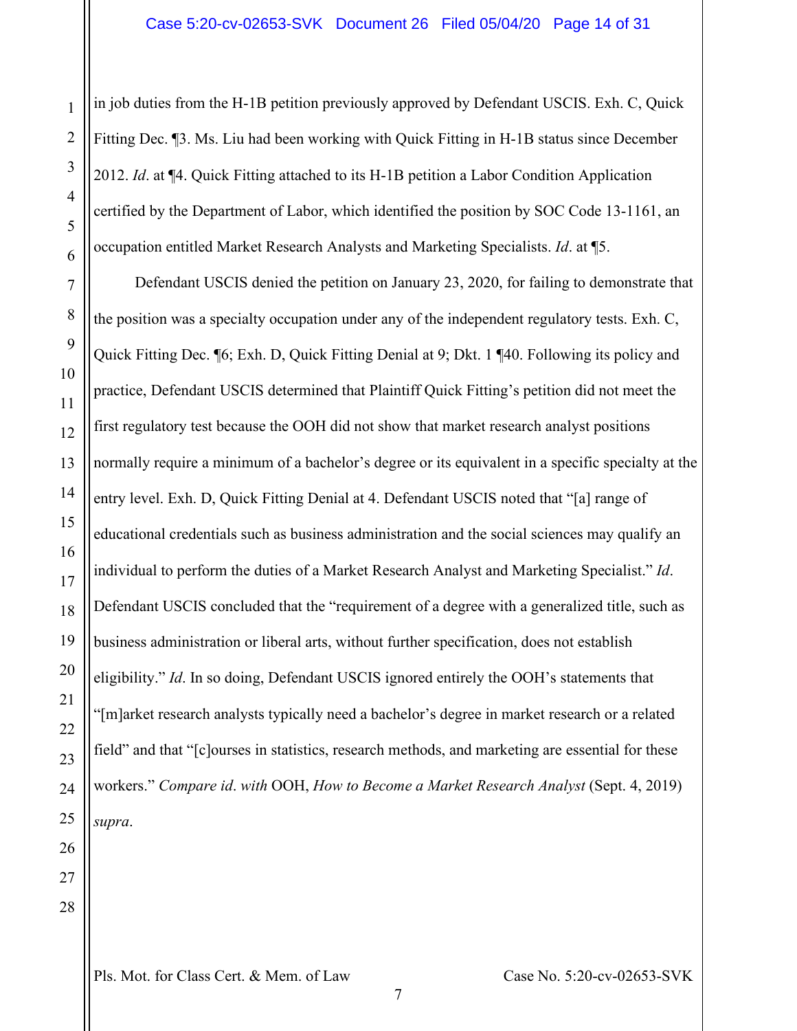in job duties from the H-1B petition previously approved by Defendant USCIS. Exh. C, Quick Fitting Dec. ¶3. Ms. Liu had been working with Quick Fitting in H-1B status since December 2012. *Id*. at ¶4. Quick Fitting attached to its H-1B petition a Labor Condition Application certified by the Department of Labor, which identified the position by SOC Code 13-1161, an occupation entitled Market Research Analysts and Marketing Specialists. *Id*. at ¶5.

Defendant USCIS denied the petition on January 23, 2020, for failing to demonstrate that the position was a specialty occupation under any of the independent regulatory tests. Exh. C, Quick Fitting Dec. ¶6; Exh. D, Quick Fitting Denial at 9; Dkt. 1 ¶40. Following its policy and practice, Defendant USCIS determined that Plaintiff Quick Fitting's petition did not meet the first regulatory test because the OOH did not show that market research analyst positions normally require a minimum of a bachelor's degree or its equivalent in a specific specialty at the entry level. Exh. D, Quick Fitting Denial at 4. Defendant USCIS noted that "[a] range of educational credentials such as business administration and the social sciences may qualify an individual to perform the duties of a Market Research Analyst and Marketing Specialist." *Id*. Defendant USCIS concluded that the "requirement of a degree with a generalized title, such as business administration or liberal arts, without further specification, does not establish eligibility." *Id*. In so doing, Defendant USCIS ignored entirely the OOH's statements that "[m]arket research analysts typically need a bachelor's degree in market research or a related field" and that "[c]ourses in statistics, research methods, and marketing are essential for these workers." *Compare id*. *with* OOH, *How to Become a Market Research Analyst* (Sept. 4, 2019) *supra*.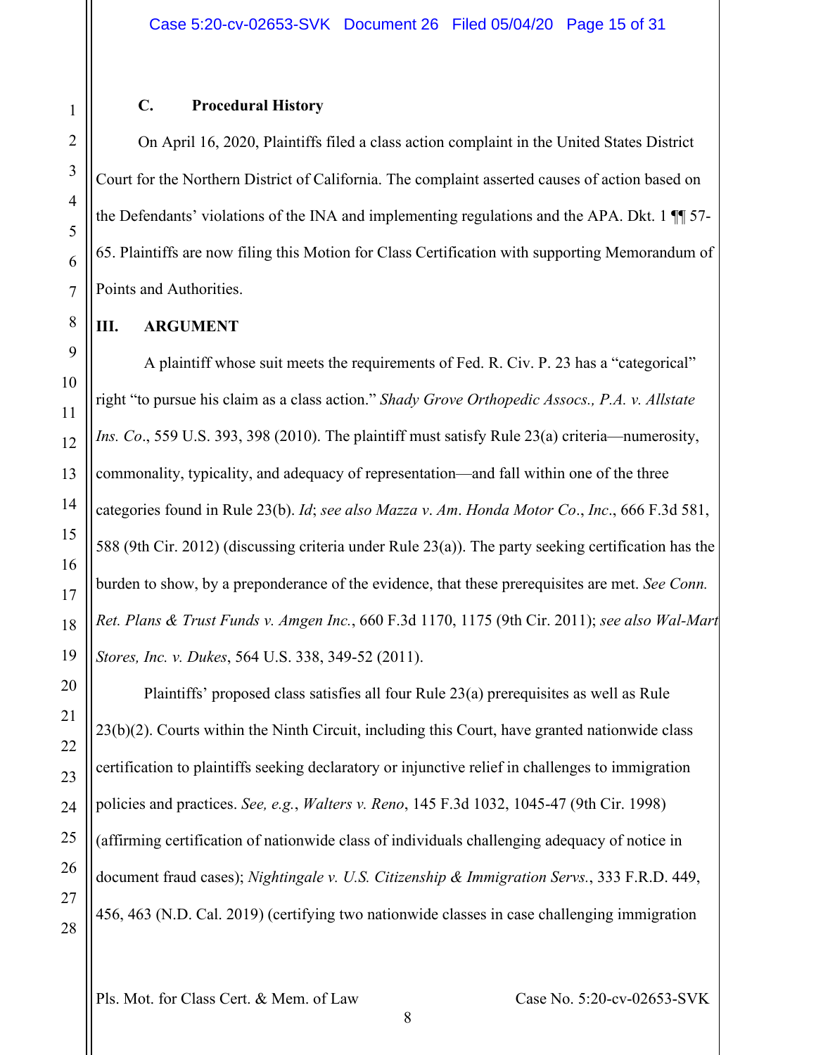### C. Procedural History

On April 16, 2020, Plaintiffs filed a class action complaint in the United States District Court for the Northern District of California. The complaint asserted causes of action based on the Defendants' violations of the INA and implementing regulations and the APA. Dkt. 1 ¶¶ 57-65. Plaintiffs are now filing this Motion for Class Certification with supporting Memorandum of Points and Authorities.

## III. ARGUMENT

A plaintiff whose suit meets the requirements of Fed. R. Civ. P. 23 has a "categorical" right "to pursue his claim as a class action." *Shady Grove Orthopedic Assocs., P.A. v. Allstate Ins. Co*., 559 U.S. 393, 398 (2010). The plaintiff must satisfy Rule 23(a) criteria—numerosity, commonality, typicality, and adequacy of representation—and fall within one of the three categories found in Rule 23(b). *Id*; *see also Mazza v. Am. Honda Motor Co., Inc.*, 666 F.3d 581, 588 (9th Cir. 2012) (discussing criteria under Rule 23(a)). The party seeking certification has the burden to show, by a preponderance of the evidence, that these prerequisites are met. *See Conn. Ret. Plans & Trust Funds v. Amgen Inc.*, 660 F.3d 1170, 1175 (9th Cir. 2011); *see also Wal-Mart Stores, Inc. v. Dukes*, 564 U.S. 338, 349-52 (2011).

Plaintiffs' proposed class satisfies all four Rule 23(a) prerequisites as well as Rule 23(b)(2). Courts within the Ninth Circuit, including this Court, have granted nationwide class certification to plaintiffs seeking declaratory or injunctive relief in challenges to immigration policies and practices. *See, e.g.*, *Walters v. Reno*, 145 F.3d 1032, 1045-47 (9th Cir. 1998) (affirming certification of nationwide class of individuals challenging adequacy of notice in document fraud cases); *Nightingale v. U.S. Citizenship & Immigration Servs.*, 333 F.R.D. 449, 456, 463 (N.D. Cal. 2019) (certifying two nationwide classes in case challenging immigration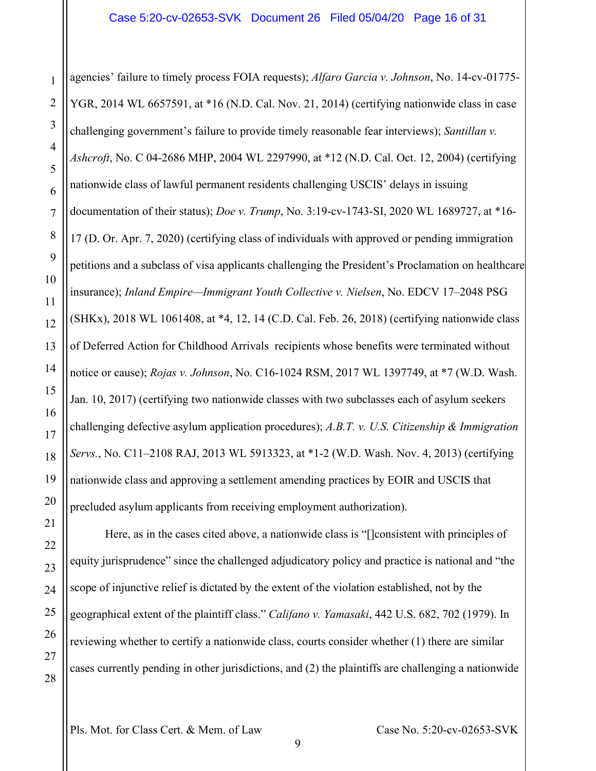agencies' failure to timely process FOIA requests); *Alfaro Garcia v. Johnson*, No. 14-cv-01775-YGR, 2014 WL 6657591, at *16 (N.D. Cal. Nov. 21, 2014) (certifying nationwide class in case challenging government's failure to provide timely reasonable fear interviews); *Santillan v. Ashcroft*, No. C 04-2686 MHP, 2004 WL 2297990, at *12 (N.D. Cal. Oct. 12, 2004) (certifying nationwide class of lawful permanent residents challenging USCIS' delays in issuing documentation of their status); *Doe v. Trump*, No. 3:19-cv-1743-SI, 2020 WL 1689727, at *16-17 (D. Or. Apr. 7, 2020) (certifying class of individuals with approved or pending immigration petitions and a subclass of visa applicants challenging the President's Proclamation on healthcare insurance); *Inland Empire—Immigrant Youth Collective v. Nielsen*, No. EDCV 17–2048 PSG (SHKx), 2018 WL 1061408, at *4, 12, 14 (C.D. Cal. Feb. 26, 2018) (certifying nationwide class of Deferred Action for Childhood Arrivals recipients whose benefits were terminated without notice or cause); *Rojas v. Johnson*, No. C16-1024 RSM, 2017 WL 1397749, at *7 (W.D. Wash. Jan. 10, 2017) (certifying two nationwide classes with two subclasses each of asylum seekers challenging defective asylum application procedures); *A.B.T. v. U.S. Citizenship & Immigration Servs.*, No. C11–2108 RAJ, 2013 WL 5913323, at *1-2 (W.D. Wash. Nov. 4, 2013) (certifying nationwide class and approving a settlement amending practices by EOIR and USCIS that precluded asylum applicants from receiving employment authorization).

Here, as in the cases cited above, a nationwide class is "[]consistent with principles of equity jurisprudence" since the challenged adjudicatory policy and practice is national and "the scope of injunctive relief is dictated by the extent of the violation established, not by the geographical extent of the plaintiff class." *Califano v. Yamasaki*, 442 U.S. 682, 702 (1979). In reviewing whether to certify a nationwide class, courts consider whether (1) there are similar cases currently pending in other jurisdictions, and (2) the plaintiffs are challenging a nationwide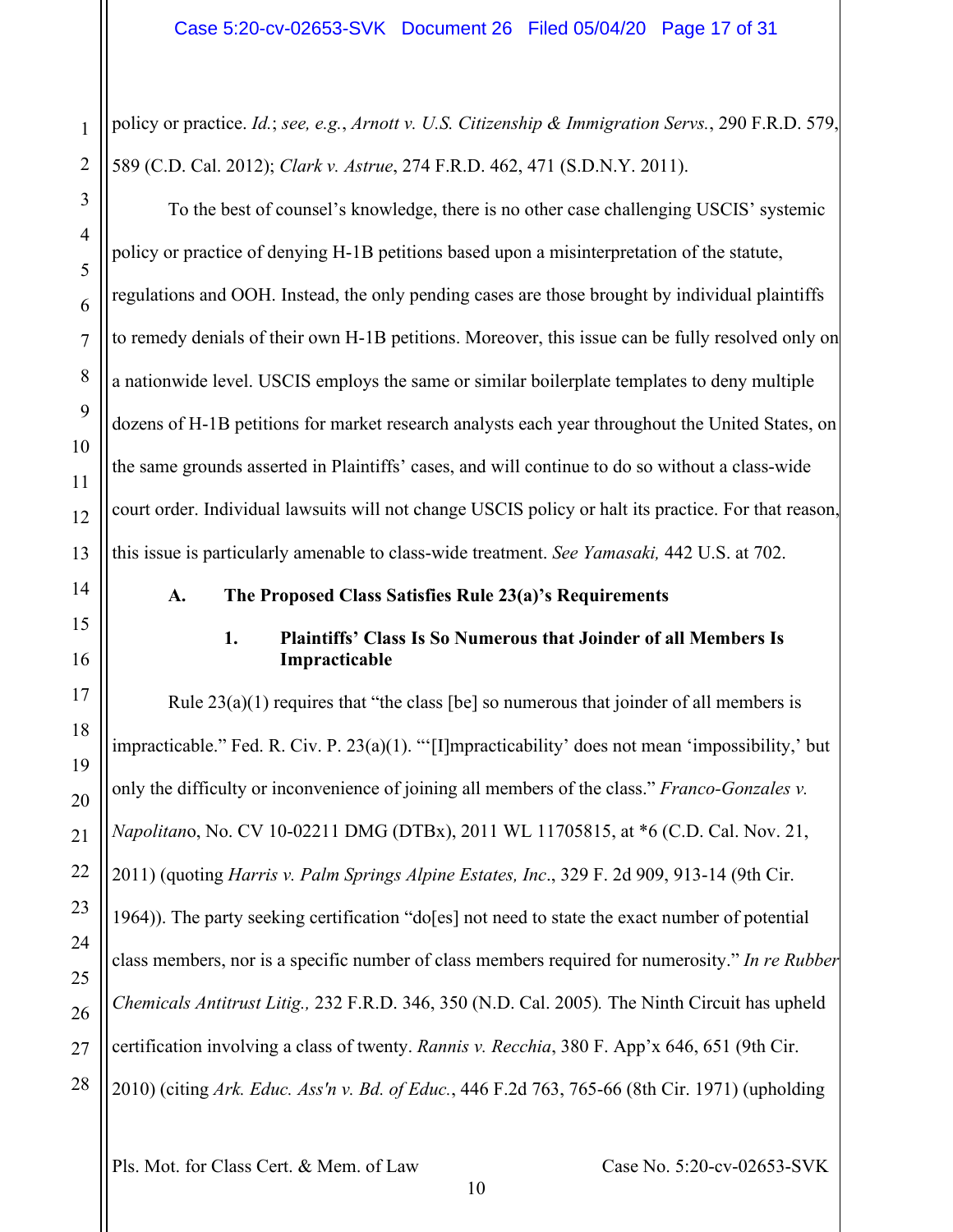policy or practice. *Id.*; *see, e.g.*, *Arnott v. U.S. Citizenship & Immigration Servs.*, 290 F.R.D. 579, 589 (C.D. Cal. 2012); *Clark v. Astrue*, 274 F.R.D. 462, 471 (S.D.N.Y. 2011).

To the best of counsel's knowledge, there is no other case challenging USCIS' systemic policy or practice of denying H-1B petitions based upon a misinterpretation of the statute, regulations and OOH. Instead, the only pending cases are those brought by individual plaintiffs to remedy denials of their own H-1B petitions. Moreover, this issue can be fully resolved only on a nationwide level. USCIS employs the same or similar boilerplate templates to deny multiple dozens of H-1B petitions for market research analysts each year throughout the United States, on the same grounds asserted in Plaintiffs' cases, and will continue to do so without a class-wide court order. Individual lawsuits will not change USCIS policy or halt its practice. For that reason, this issue is particularly amenable to class-wide treatment. *See Yamasaki,* 442 U.S. at 702.

### A. The Proposed Class Satisfies Rule 23(a)'s Requirements

#### 1. Plaintiffs' Class Is So Numerous that Joinder of all Members Is Impracticable

Rule 23(a)(1) requires that "the class [be] so numerous that joinder of all members is impracticable." Fed. R. Civ. P. 23(a)(1). "'[I]mpracticability' does not mean 'impossibility,' but only the difficulty or inconvenience of joining all members of the class." *Franco-Gonzales v. Napolitano*, No. CV 10-02211 DMG (DTBx), 2011 WL 11705815, at *6 (C.D. Cal. Nov. 21, 2011) (quoting *Harris v. Palm Springs Alpine Estates, Inc*., 329 F. 2d 909, 913-14 (9th Cir. 1964)). The party seeking certification "do[es] not need to state the exact number of potential class members, nor is a specific number of class members required for numerosity." *In re Rubber Chemicals Antitrust Litig.,* 232 F.R.D. 346, 350 (N.D. Cal. 2005)*.* The Ninth Circuit has upheld certification involving a class of twenty. *Rannis v. Recchia*, 380 F. App'x 646, 651 (9th Cir. 2010) (citing *Ark. Educ. Ass'n v. Bd. of Educ.*, 446 F.2d 763, 765-66 (8th Cir. 1971) (upholding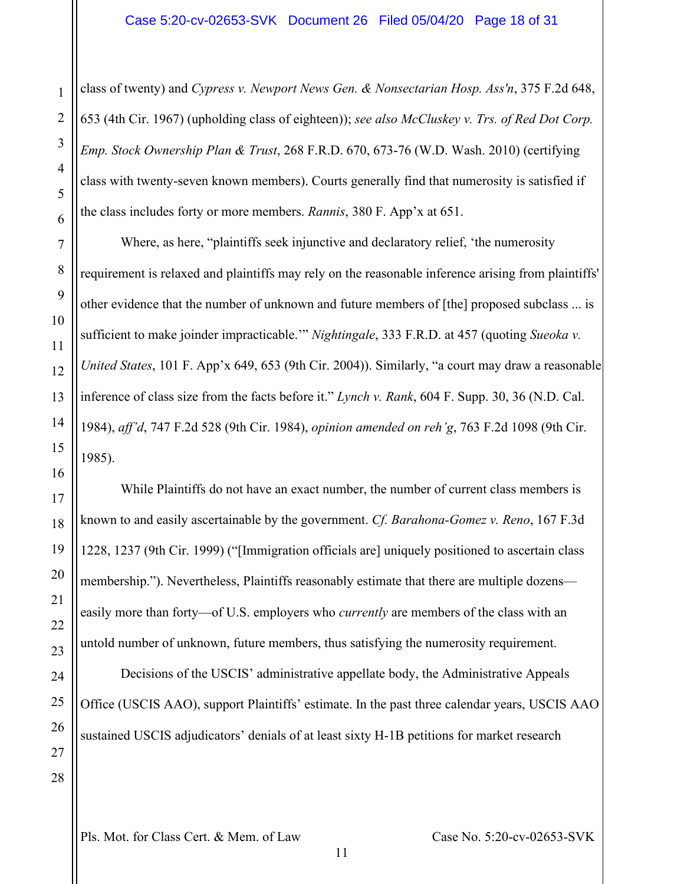class of twenty) and *Cypress v. Newport News Gen. & Nonsectarian Hosp. Ass'n*, 375 F.2d 648, 653 (4th Cir. 1967) (upholding class of eighteen)); *see also McCluskey v. Trs. of Red Dot Corp. Emp. Stock Ownership Plan & Trust*, 268 F.R.D. 670, 673-76 (W.D. Wash. 2010) (certifying class with twenty-seven known members). Courts generally find that numerosity is satisfied if the class includes forty or more members. *Rannis*, 380 F. App'x at 651.

Where, as here, "plaintiffs seek injunctive and declaratory relief, 'the numerosity requirement is relaxed and plaintiffs may rely on the reasonable inference arising from plaintiffs' other evidence that the number of unknown and future members of [the] proposed subclass ... is sufficient to make joinder impracticable.'" *Nightingale*, 333 F.R.D. at 457 (quoting *Sueoka v. United States*, 101 F. App'x 649, 653 (9th Cir. 2004)). Similarly, "a court may draw a reasonable inference of class size from the facts before it." *Lynch v. Rank*, 604 F. Supp. 30, 36 (N.D. Cal. 1984), *aff'd*, 747 F.2d 528 (9th Cir. 1984), *opinion amended on reh'g*, 763 F.2d 1098 (9th Cir. 1985).

While Plaintiffs do not have an exact number, the number of current class members is known to and easily ascertainable by the government. *Cf. Barahona-Gomez v. Reno*, 167 F.3d 1228, 1237 (9th Cir. 1999) ("[Immigration officials are] uniquely positioned to ascertain class membership."). Nevertheless, Plaintiffs reasonably estimate that there are multiple dozens—easily more than forty—of U.S. employers who *currently* are members of the class with an untold number of unknown, future members, thus satisfying the numerosity requirement.

Decisions of the USCIS' administrative appellate body, the Administrative Appeals Office (USCIS AAO), support Plaintiffs' estimate. In the past three calendar years, USCIS AAO sustained USCIS adjudicators' denials of at least sixty H-1B petitions for market research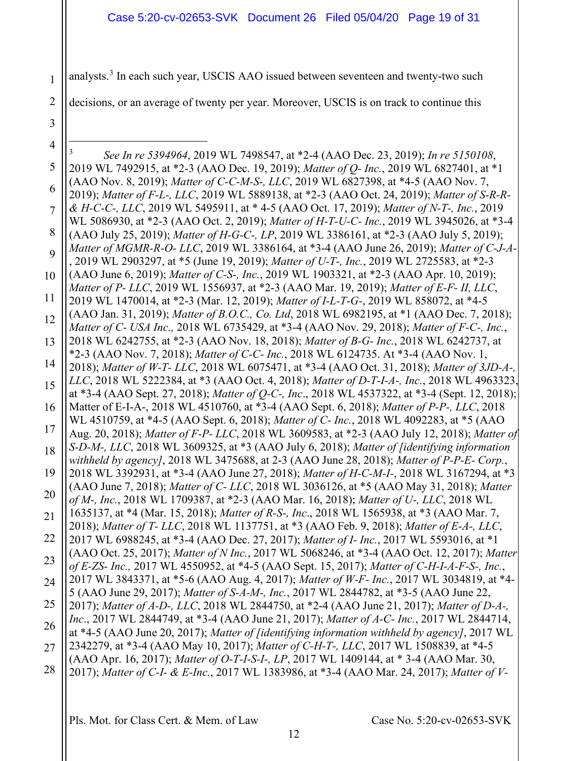analysts.[3] In each such year, USCIS AAO issued between seventeen and twenty-two such decisions, or an average of twenty per year. Moreover, USCIS is on track to continue this

---

[3] *See In re 5394964*, 2019 WL 7498547, at *2-4 (AAO Dec. 23, 2019); *In re 5150108*, 2019 WL 7492915, at *2-3 (AAO Dec. 19, 2019); *Matter of Q- Inc.*, 2019 WL 6827401, at *1 (AAO Nov. 8, 2019); *Matter of C-C-M-S-, LLC*, 2019 WL 6827398, at *4-5 (AAO Nov. 7, 2019); *Matter of F-L-, LLC*, 2019 WL 5889138, at *2-3 (AAO Oct. 24, 2019); *Matter of S-R-R- & H-C-C-, LLC*, 2019 WL 5495911, at * 4-5 (AAO Oct. 17, 2019); *Matter of N-T-, Inc.*, 2019 WL 5086930, at *2-3 (AAO Oct. 2, 2019); *Matter of H-T-U-C- Inc.*, 2019 WL 3945026, at *3-4 (AAO July 25, 2019); *Matter of H-G-C-, LP*, 2019 WL 3386161, at *2-3 (AAO July 5, 2019); *Matter of MGMR-R-O- LLC*, 2019 WL 3386164, at *3-4 (AAO June 26, 2019); *Matter of C-J-A-*, 2019 WL 2903297, at *5 (June 19, 2019); *Matter of U-T-, Inc.*, 2019 WL 2725583, at *2-3 (AAO June 6, 2019); *Matter of C-S-, Inc.*, 2019 WL 1903321, at *2-3 (AAO Apr. 10, 2019); *Matter of P- LLC*, 2019 WL 1556937, at *2-3 (AAO Mar. 19, 2019); *Matter of E-F- II, LLC*, 2019 WL 1470014, at *2-3 (Mar. 12, 2019); *Matter of I-L-T-G-*, 2019 WL 858072, at *4-5 (AAO Jan. 31, 2019); *Matter of B.O.C., Co. Ltd*, 2018 WL 6982195, at *1 (AAO Dec. 7, 2018); *Matter of C- USA Inc.,* 2018 WL 6735429, at *3-4 (AAO Nov. 29, 2018); *Matter of F-C-, Inc.*, 2018 WL 6242755, at *2-3 (AAO Nov. 18, 2018); *Matter of B-G- Inc.*, 2018 WL 6242737, at *2-3 (AAO Nov. 7, 2018); *Matter of C-C- Inc.*, 2018 WL 6124735. At *3-4 (AAO Nov. 1, 2018); *Matter of W-T- LLC*, 2018 WL 6075471, at *3-4 (AAO Oct. 31, 2018); *Matter of 3JD-A-, LLC*, 2018 WL 5222384, at *3 (AAO Oct. 4, 2018); *Matter of D-T-I-A-, Inc.*, 2018 WL 4963323, at *3-4 (AAO Sept. 27, 2018); *Matter of Q-C-, Inc*., 2018 WL 4537322, at *3-4 (Sept. 12, 2018); Matter of E-I-A-, 2018 WL 4510760, at *3-4 (AAO Sept. 6, 2018); *Matter of P-P-, LLC*, 2018 WL 4510759, at *4-5 (AAO Sept. 6, 2018); *Matter of C- Inc.*, 2018 WL 4092283, at *5 (AAO Aug. 20, 2018); *Matter of F-P- LLC*, 2018 WL 3609583, at *2-3 (AAO July 12, 2018); *Matter of S-D-M-, LLC*, 2018 WL 3609325, at *3 (AAO July 6, 2018); *Matter of [identifying information withheld by agency]*, 2018 WL 3475688, at 2-3 (AAO June 28, 2018); *Matter of P-P-E- Corp.*, 2018 WL 3392931, at *3-4 (AAO June 27, 2018); *Matter of H-C-M-I-*, 2018 WL 3167294, at *3 (AAO June 7, 2018); *Matter of C- LLC*, 2018 WL 3036126, at *5 (AAO May 31, 2018); *Matter of M-, Inc.*, 2018 WL 1709387, at *2-3 (AAO Mar. 16, 2018); *Matter of U-, LLC*, 2018 WL 1635137, at *4 (Mar. 15, 2018); *Matter of R-S-, Inc*., 2018 WL 1565938, at *3 (AAO Mar. 7, 2018); *Matter of T- LLC*, 2018 WL 1137751, at *3 (AAO Feb. 9, 2018); *Matter of E-A-, LLC*, 2017 WL 6988245, at *3-4 (AAO Dec. 27, 2017); *Matter of I- Inc.*, 2017 WL 5593016, at *1 (AAO Oct. 25, 2017); *Matter of N Inc.*, 2017 WL 5068246, at *3-4 (AAO Oct. 12, 2017); *Matter of E-ZS- Inc.,* 2017 WL 4550952, at *4-5 (AAO Sept. 15, 2017); *Matter of C-H-I-A-F-S-, Inc.*, 2017 WL 3843371, at *5-6 (AAO Aug. 4, 2017); *Matter of W-F- Inc.*, 2017 WL 3034819, at *4-5 (AAO June 29, 2017); *Matter of S-A-M-, Inc.*, 2017 WL 2844782, at *3-5 (AAO June 22, 2017); *Matter of A-D-, LLC*, 2018 WL 2844750, at *2-4 (AAO June 21, 2017); *Matter of D-A-, Inc*., 2017 WL 2844749, at *3-4 (AAO June 21, 2017); *Matter of A-C- Inc.*, 2017 WL 2844714, at *4-5 (AAO June 20, 2017); *Matter of [identifying information withheld by agency]*, 2017 WL 2342279, at *3-4 (AAO May 10, 2017); *Matter of C-H-T-, LLC*, 2017 WL 1508839, at *4-5 (AAO Apr. 16, 2017); *Matter of O-T-I-S-I-, LP*, 2017 WL 1409144, at * 3-4 (AAO Mar. 30, 2017); *Matter of C-I- & E-Inc.*, 2017 WL 1383986, at *3-4 (AAO Mar. 24, 2017); *Matter of V-*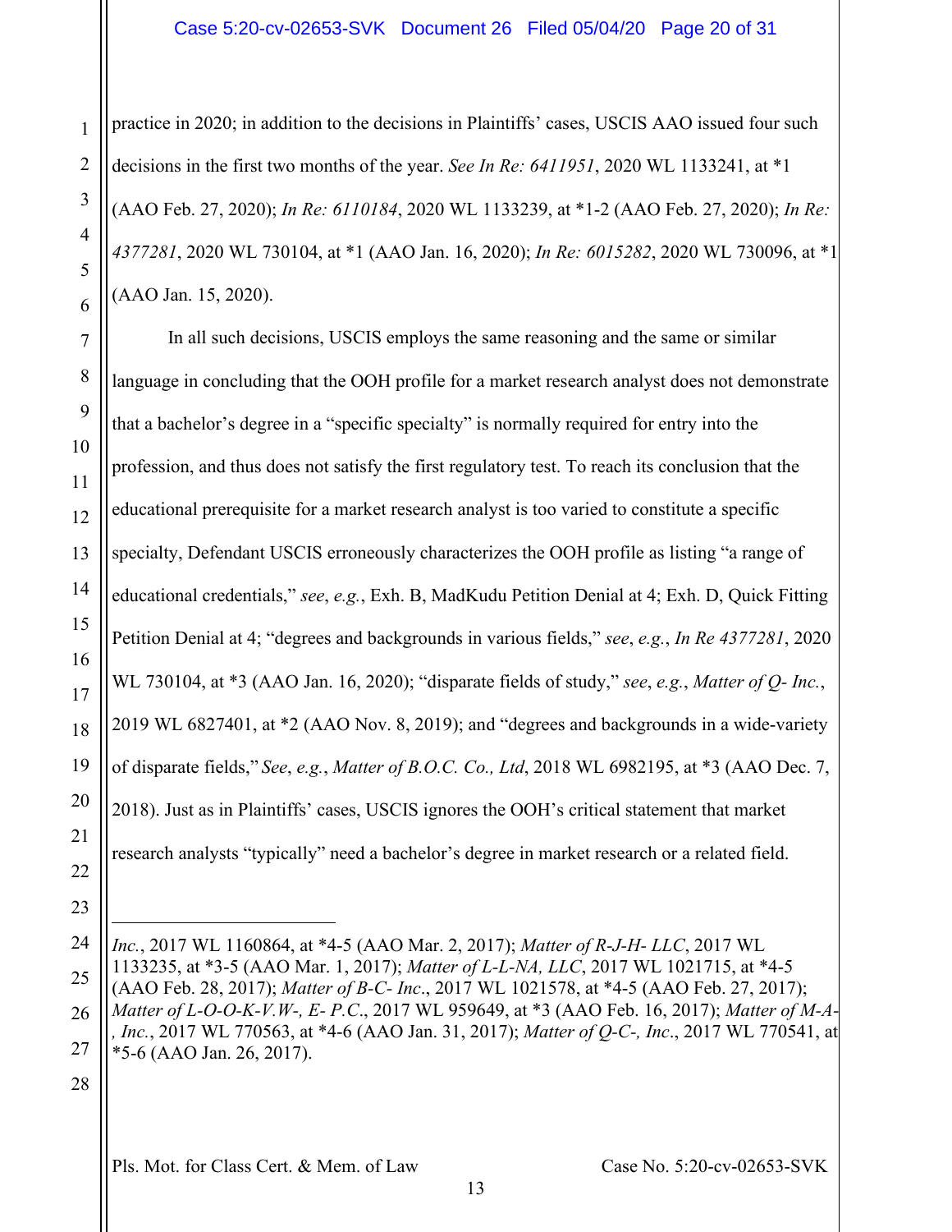practice in 2020; in addition to the decisions in Plaintiffs' cases, USCIS AAO issued four such decisions in the first two months of the year. *See In Re: 6411951*, 2020 WL 1133241, at *1 (AAO Feb. 27, 2020); *In Re: 6110184*, 2020 WL 1133239, at *1-2 (AAO Feb. 27, 2020); *In Re: 4377281*, 2020 WL 730104, at *1 (AAO Jan. 16, 2020); *In Re: 6015282*, 2020 WL 730096, at *1 (AAO Jan. 15, 2020).

In all such decisions, USCIS employs the same reasoning and the same or similar language in concluding that the OOH profile for a market research analyst does not demonstrate that a bachelor's degree in a "specific specialty" is normally required for entry into the profession, and thus does not satisfy the first regulatory test. To reach its conclusion that the educational prerequisite for a market research analyst is too varied to constitute a specific specialty, Defendant USCIS erroneously characterizes the OOH profile as listing "a range of educational credentials," *see*, *e.g.*, Exh. B, MadKudu Petition Denial at 4; Exh. D, Quick Fitting Petition Denial at 4; "degrees and backgrounds in various fields," *see*, *e.g.*, *In Re 4377281*, 2020 WL 730104, at *3 (AAO Jan. 16, 2020); "disparate fields of study," *see*, *e.g.*, *Matter of Q- Inc.*, 2019 WL 6827401, at *2 (AAO Nov. 8, 2019); and "degrees and backgrounds in a wide-variety of disparate fields," *See*, *e.g.*, *Matter of B.O.C. Co., Ltd*, 2018 WL 6982195, at *3 (AAO Dec. 7, 2018). Just as in Plaintiffs' cases, USCIS ignores the OOH's critical statement that market research analysts "typically" need a bachelor's degree in market research or a related field.

---

*Inc.*, 2017 WL 1160864, at *4-5 (AAO Mar. 2, 2017); *Matter of R-J-H- LLC*, 2017 WL 1133235, at *3-5 (AAO Mar. 1, 2017); *Matter of L-L-NA, LLC*, 2017 WL 1021715, at *4-5 (AAO Feb. 28, 2017); *Matter of B-C- Inc*., 2017 WL 1021578, at *4-5 (AAO Feb. 27, 2017); *Matter of L-O-O-K-V.W-, E- P.C*., 2017 WL 959649, at *3 (AAO Feb. 16, 2017); *Matter of M-A-, Inc.*, 2017 WL 770563, at *4-6 (AAO Jan. 31, 2017); *Matter of Q-C-, Inc*., 2017 WL 770541, at *5-6 (AAO Jan. 26, 2017).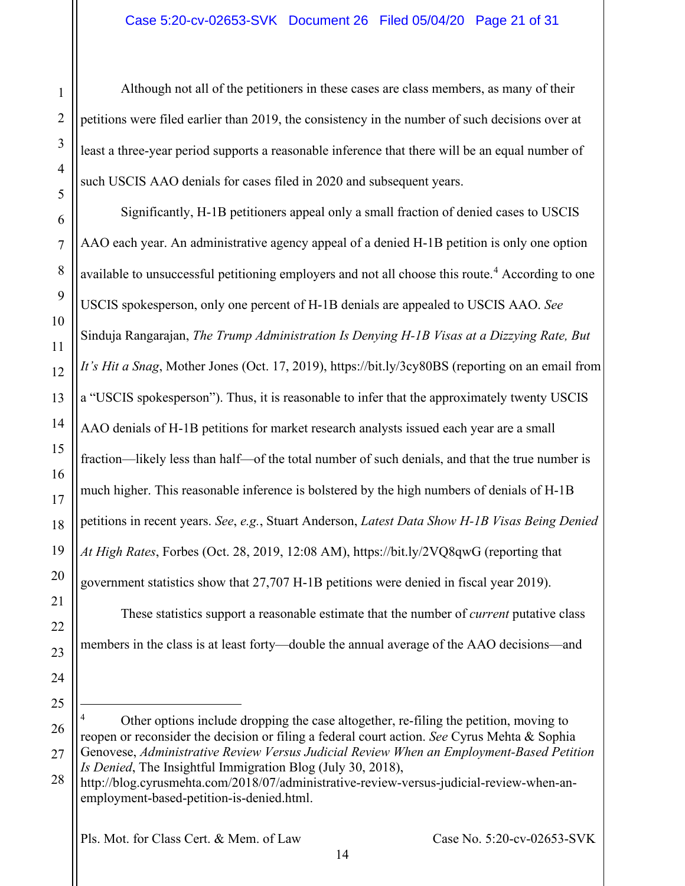Although not all of the petitioners in these cases are class members, as many of their petitions were filed earlier than 2019, the consistency in the number of such decisions over at least a three-year period supports a reasonable inference that there will be an equal number of such USCIS AAO denials for cases filed in 2020 and subsequent years.

Significantly, H-1B petitioners appeal only a small fraction of denied cases to USCIS AAO each year. An administrative agency appeal of a denied H-1B petition is only one option available to unsuccessful petitioning employers and not all choose this route.[4] According to one USCIS spokesperson, only one percent of H-1B denials are appealed to USCIS AAO. *See* Sinduja Rangarajan, *The Trump Administration Is Denying H-1B Visas at a Dizzying Rate, But It's Hit a Snag*, Mother Jones (Oct. 17, 2019), https://bit.ly/3cy80BS (reporting on an email from a "USCIS spokesperson"). Thus, it is reasonable to infer that the approximately twenty USCIS AAO denials of H-1B petitions for market research analysts issued each year are a small fraction—likely less than half—of the total number of such denials, and that the true number is much higher. This reasonable inference is bolstered by the high numbers of denials of H-1B petitions in recent years. *See*, *e.g.*, Stuart Anderson, *Latest Data Show H-1B Visas Being Denied At High Rates*, Forbes (Oct. 28, 2019, 12:08 AM), https://bit.ly/2VQ8qwG (reporting that government statistics show that 27,707 H-1B petitions were denied in fiscal year 2019).

These statistics support a reasonable estimate that the number of *current* putative class members in the class is at least forty—double the annual average of the AAO decisions—and

---

[4] Other options include dropping the case altogether, re-filing the petition, moving to reopen or reconsider the decision or filing a federal court action. *See* Cyrus Mehta & Sophia Genovese, *Administrative Review Versus Judicial Review When an Employment-Based Petition Is Denied*, The Insightful Immigration Blog (July 30, 2018), http://blog.cyrusmehta.com/2018/07/administrative-review-versus-judicial-review-when-an-employment-based-petition-is-denied.html.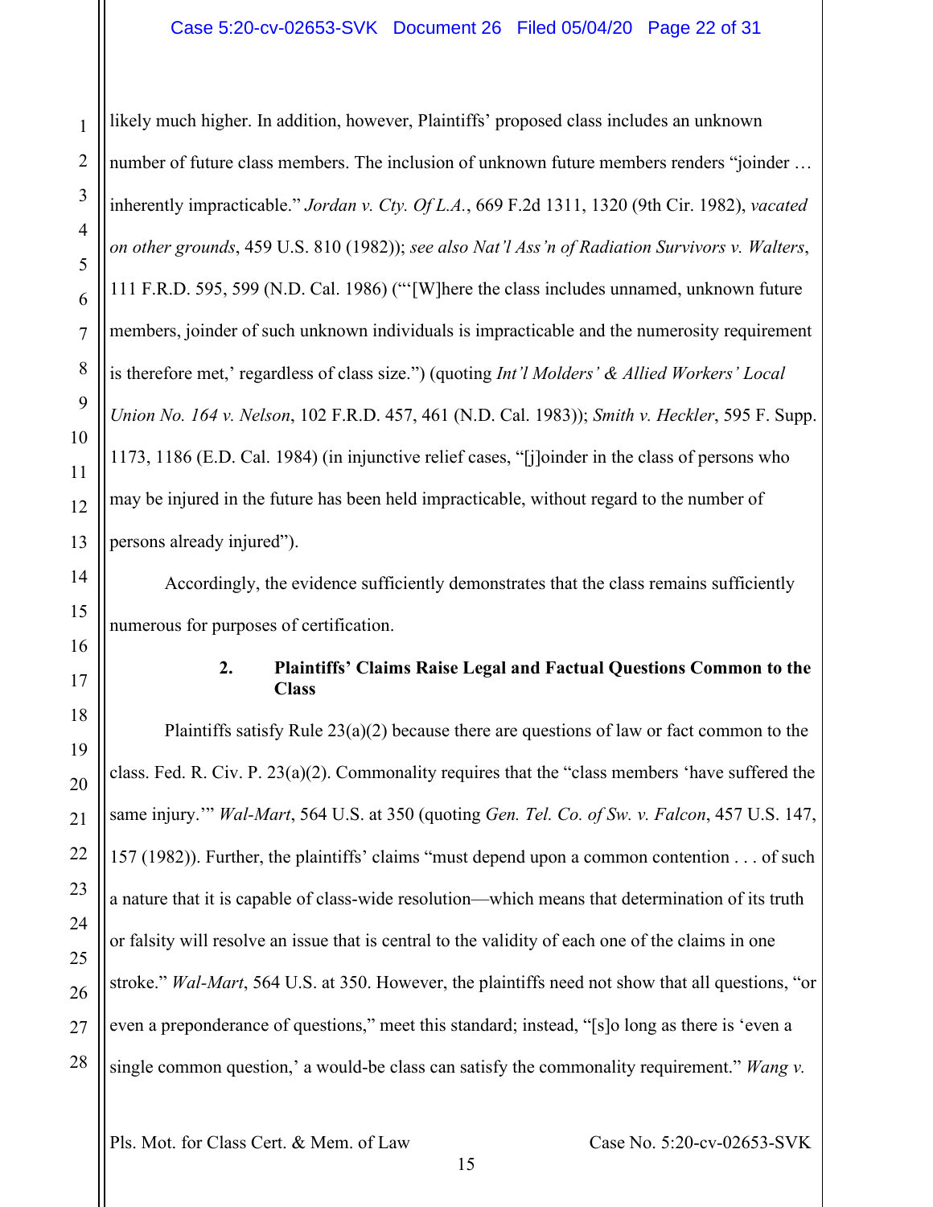likely much higher. In addition, however, Plaintiffs' proposed class includes an unknown number of future class members. The inclusion of unknown future members renders "joinder … inherently impracticable." *Jordan v. Cty. Of L.A.*, 669 F.2d 1311, 1320 (9th Cir. 1982), *vacated on other grounds*, 459 U.S. 810 (1982)); *see also Nat'l Ass'n of Radiation Survivors v. Walters*, 111 F.R.D. 595, 599 (N.D. Cal. 1986) ("'[W]here the class includes unnamed, unknown future members, joinder of such unknown individuals is impracticable and the numerosity requirement is therefore met,' regardless of class size.") (quoting *Int'l Molders' & Allied Workers' Local Union No. 164 v. Nelson*, 102 F.R.D. 457, 461 (N.D. Cal. 1983)); *Smith v. Heckler*, 595 F. Supp. 1173, 1186 (E.D. Cal. 1984) (in injunctive relief cases, "[j]oinder in the class of persons who may be injured in the future has been held impracticable, without regard to the number of persons already injured").

Accordingly, the evidence sufficiently demonstrates that the class remains sufficiently numerous for purposes of certification.

### 2. Plaintiffs' Claims Raise Legal and Factual Questions Common to the Class

Plaintiffs satisfy Rule 23(a)(2) because there are questions of law or fact common to the class. Fed. R. Civ. P. 23(a)(2). Commonality requires that the "class members 'have suffered the same injury.'" *Wal-Mart*, 564 U.S. at 350 (quoting *Gen. Tel. Co. of Sw. v. Falcon*, 457 U.S. 147, 157 (1982)). Further, the plaintiffs' claims "must depend upon a common contention . . . of such a nature that it is capable of class-wide resolution—which means that determination of its truth or falsity will resolve an issue that is central to the validity of each one of the claims in one stroke." *Wal-Mart*, 564 U.S. at 350. However, the plaintiffs need not show that all questions, "or even a preponderance of questions," meet this standard; instead, "[s]o long as there is 'even a single common question,' a would-be class can satisfy the commonality requirement." *Wang v.*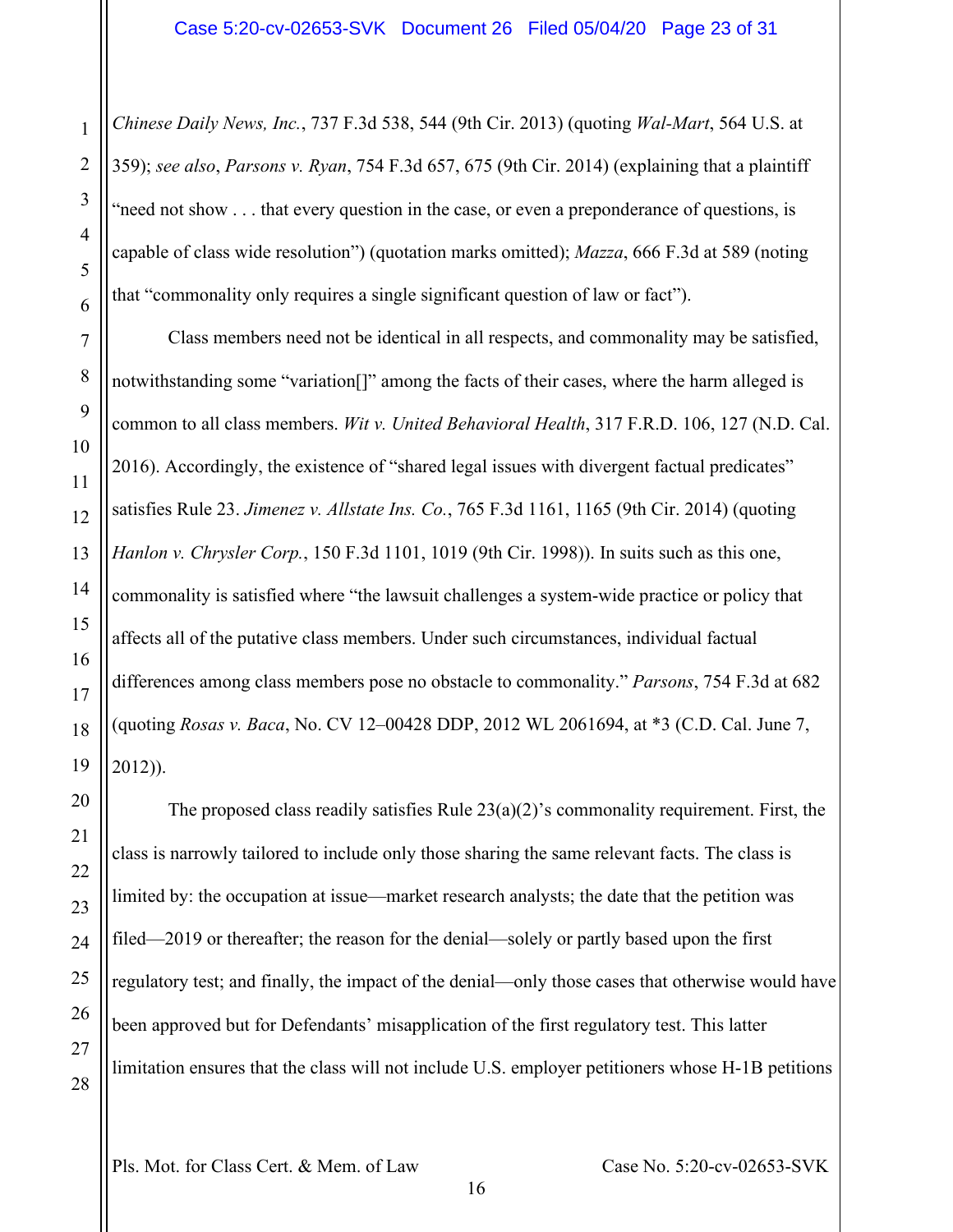*Chinese Daily News, Inc.*, 737 F.3d 538, 544 (9th Cir. 2013) (quoting *Wal-Mart*, 564 U.S. at 359); *see also*, *Parsons v. Ryan*, 754 F.3d 657, 675 (9th Cir. 2014) (explaining that a plaintiff "need not show . . . that every question in the case, or even a preponderance of questions, is capable of class wide resolution") (quotation marks omitted); *Mazza*, 666 F.3d at 589 (noting that "commonality only requires a single significant question of law or fact").

Class members need not be identical in all respects, and commonality may be satisfied, notwithstanding some "variation[]" among the facts of their cases, where the harm alleged is common to all class members. *Wit v. United Behavioral Health*, 317 F.R.D. 106, 127 (N.D. Cal. 2016). Accordingly, the existence of "shared legal issues with divergent factual predicates" satisfies Rule 23. *Jimenez v. Allstate Ins. Co.*, 765 F.3d 1161, 1165 (9th Cir. 2014) (quoting *Hanlon v. Chrysler Corp.*, 150 F.3d 1101, 1019 (9th Cir. 1998)). In suits such as this one, commonality is satisfied where "the lawsuit challenges a system-wide practice or policy that affects all of the putative class members. Under such circumstances, individual factual differences among class members pose no obstacle to commonality." *Parsons*, 754 F.3d at 682 (quoting *Rosas v. Baca*, No. CV 12–00428 DDP, 2012 WL 2061694, at *3 (C.D. Cal. June 7, 2012)).

The proposed class readily satisfies Rule 23(a)(2)'s commonality requirement. First, the class is narrowly tailored to include only those sharing the same relevant facts. The class is limited by: the occupation at issue—market research analysts; the date that the petition was filed—2019 or thereafter; the reason for the denial—solely or partly based upon the first regulatory test; and finally, the impact of the denial—only those cases that otherwise would have been approved but for Defendants' misapplication of the first regulatory test. This latter limitation ensures that the class will not include U.S. employer petitioners whose H-1B petitions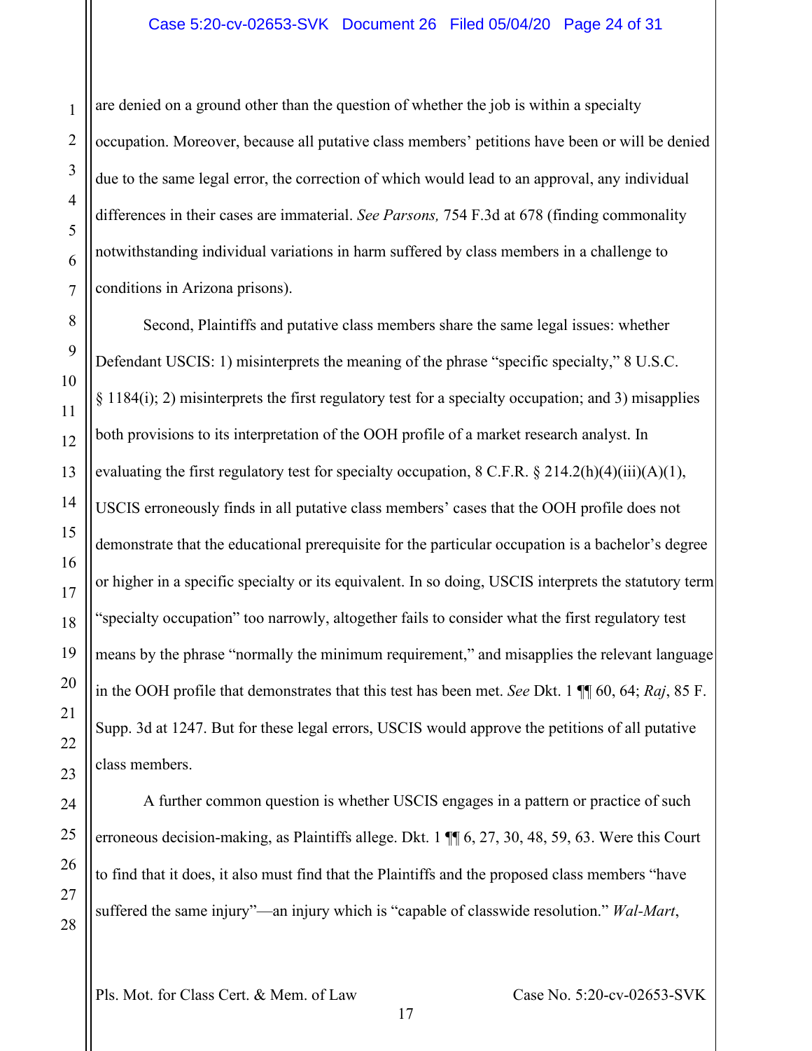are denied on a ground other than the question of whether the job is within a specialty occupation. Moreover, because all putative class members' petitions have been or will be denied due to the same legal error, the correction of which would lead to an approval, any individual differences in their cases are immaterial. *See Parsons,* 754 F.3d at 678 (finding commonality notwithstanding individual variations in harm suffered by class members in a challenge to conditions in Arizona prisons).

Second, Plaintiffs and putative class members share the same legal issues: whether Defendant USCIS: 1) misinterprets the meaning of the phrase "specific specialty," 8 U.S.C. § 1184(i); 2) misinterprets the first regulatory test for a specialty occupation; and 3) misapplies both provisions to its interpretation of the OOH profile of a market research analyst. In evaluating the first regulatory test for specialty occupation, 8 C.F.R. § 214.2(h)(4)(iii)(A)(1), USCIS erroneously finds in all putative class members' cases that the OOH profile does not demonstrate that the educational prerequisite for the particular occupation is a bachelor's degree or higher in a specific specialty or its equivalent. In so doing, USCIS interprets the statutory term "specialty occupation" too narrowly, altogether fails to consider what the first regulatory test means by the phrase "normally the minimum requirement," and misapplies the relevant language in the OOH profile that demonstrates that this test has been met. *See* Dkt. 1 ¶¶ 60, 64; *Raj*, 85 F. Supp. 3d at 1247. But for these legal errors, USCIS would approve the petitions of all putative class members.

A further common question is whether USCIS engages in a pattern or practice of such erroneous decision-making, as Plaintiffs allege. Dkt. 1 ¶¶ 6, 27, 30, 48, 59, 63. Were this Court to find that it does, it also must find that the Plaintiffs and the proposed class members "have suffered the same injury"—an injury which is "capable of classwide resolution." *Wal-Mart*,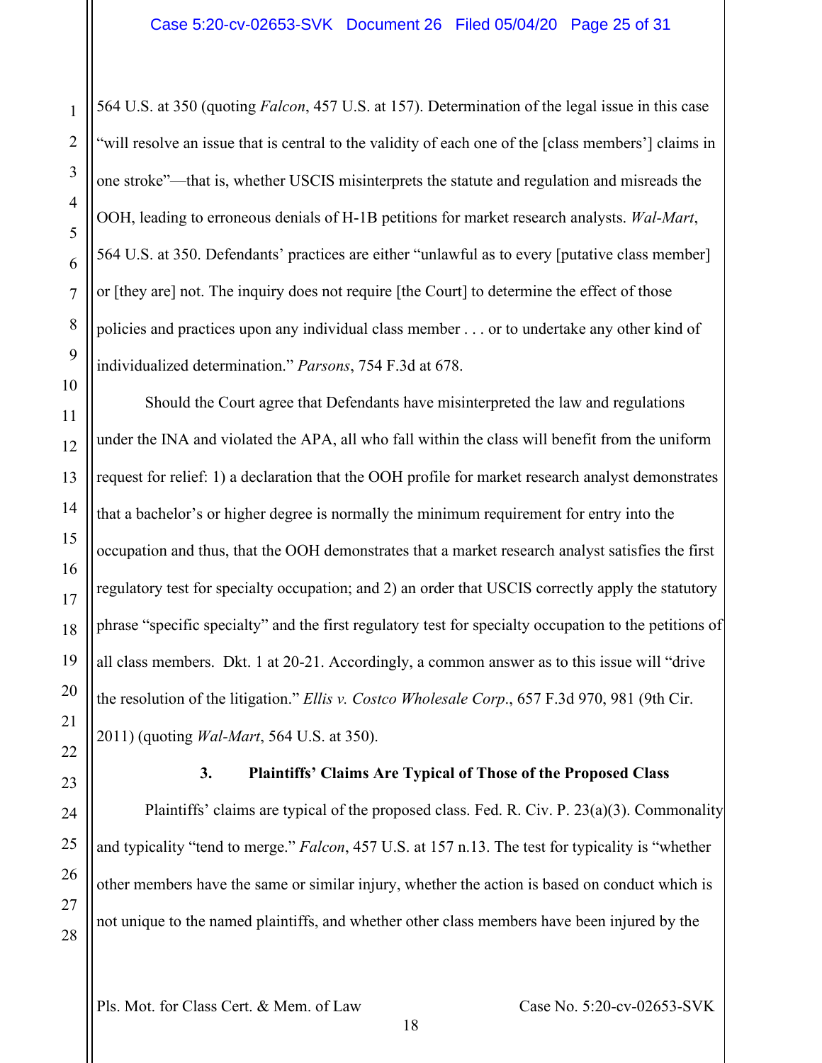564 U.S. at 350 (quoting *Falcon*, 457 U.S. at 157). Determination of the legal issue in this case "will resolve an issue that is central to the validity of each one of the [class members'] claims in one stroke"—that is, whether USCIS misinterprets the statute and regulation and misreads the OOH, leading to erroneous denials of H-1B petitions for market research analysts. *Wal-Mart*, 564 U.S. at 350. Defendants' practices are either "unlawful as to every [putative class member] or [they are] not. The inquiry does not require [the Court] to determine the effect of those policies and practices upon any individual class member . . . or to undertake any other kind of individualized determination." *Parsons*, 754 F.3d at 678.

Should the Court agree that Defendants have misinterpreted the law and regulations under the INA and violated the APA, all who fall within the class will benefit from the uniform request for relief: 1) a declaration that the OOH profile for market research analyst demonstrates that a bachelor's or higher degree is normally the minimum requirement for entry into the occupation and thus, that the OOH demonstrates that a market research analyst satisfies the first regulatory test for specialty occupation; and 2) an order that USCIS correctly apply the statutory phrase "specific specialty" and the first regulatory test for specialty occupation to the petitions of all class members. Dkt. 1 at 20-21. Accordingly, a common answer as to this issue will "drive the resolution of the litigation." *Ellis v. Costco Wholesale Corp*., 657 F.3d 970, 981 (9th Cir. 2011) (quoting *Wal-Mart*, 564 U.S. at 350).

### 3. Plaintiffs' Claims Are Typical of Those of the Proposed Class

Plaintiffs' claims are typical of the proposed class. Fed. R. Civ. P. 23(a)(3). Commonality and typicality "tend to merge." *Falcon*, 457 U.S. at 157 n.13. The test for typicality is "whether other members have the same or similar injury, whether the action is based on conduct which is not unique to the named plaintiffs, and whether other class members have been injured by the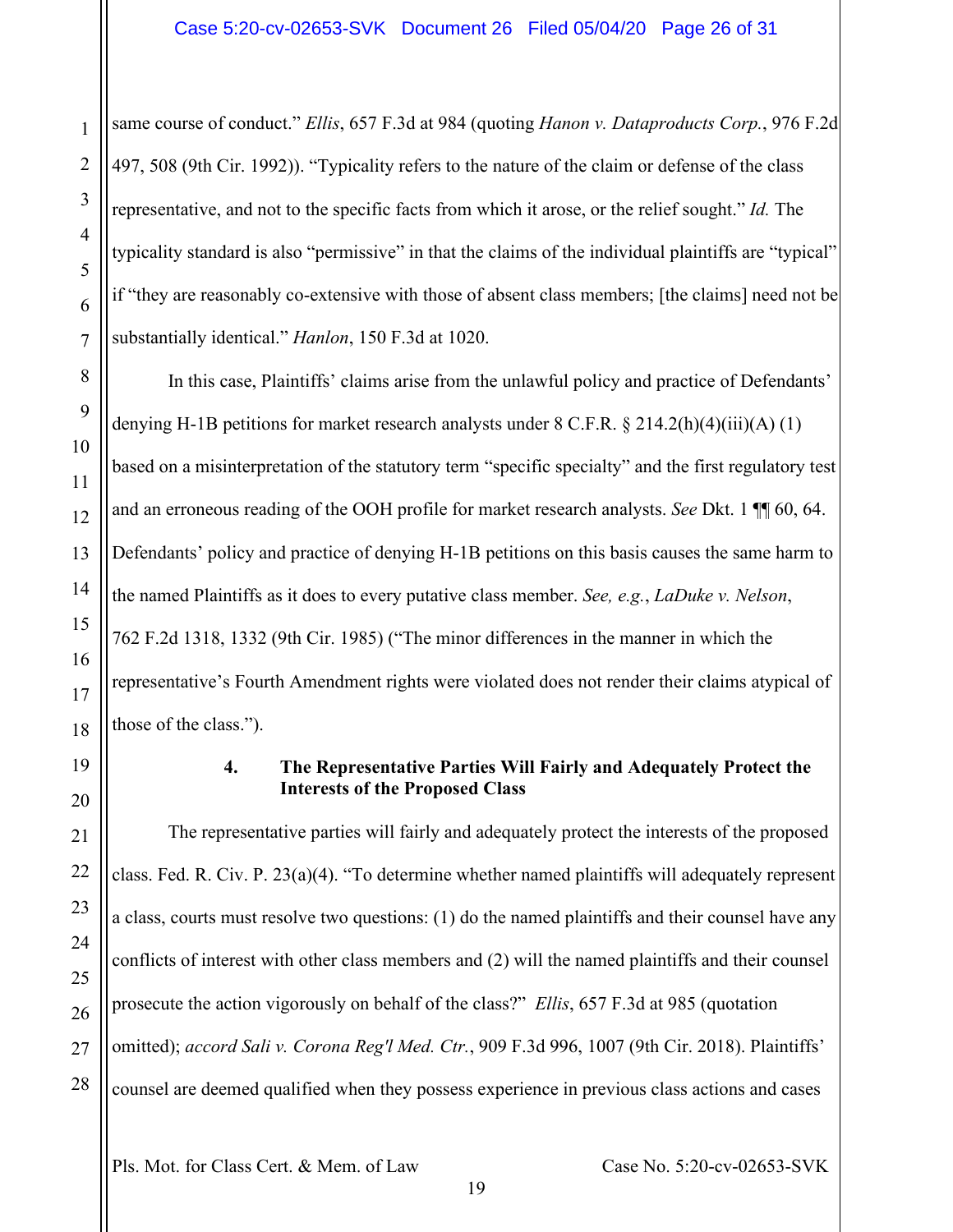same course of conduct." *Ellis*, 657 F.3d at 984 (quoting *Hanon v. Dataproducts Corp.*, 976 F.2d 497, 508 (9th Cir. 1992)). "Typicality refers to the nature of the claim or defense of the class representative, and not to the specific facts from which it arose, or the relief sought." *Id.* The typicality standard is also "permissive" in that the claims of the individual plaintiffs are "typical" if "they are reasonably co-extensive with those of absent class members; [the claims] need not be substantially identical." *Hanlon*, 150 F.3d at 1020.

In this case, Plaintiffs' claims arise from the unlawful policy and practice of Defendants' denying H-1B petitions for market research analysts under 8 C.F.R. § 214.2(h)(4)(iii)(A) (1) based on a misinterpretation of the statutory term "specific specialty" and the first regulatory test and an erroneous reading of the OOH profile for market research analysts. *See* Dkt. 1 ¶¶ 60, 64. Defendants' policy and practice of denying H-1B petitions on this basis causes the same harm to the named Plaintiffs as it does to every putative class member. *See, e.g.*, *LaDuke v. Nelson*, 762 F.2d 1318, 1332 (9th Cir. 1985) ("The minor differences in the manner in which the representative's Fourth Amendment rights were violated does not render their claims atypical of those of the class.").

#### 4. The Representative Parties Will Fairly and Adequately Protect the Interests of the Proposed Class

The representative parties will fairly and adequately protect the interests of the proposed class. Fed. R. Civ. P. 23(a)(4). "To determine whether named plaintiffs will adequately represent a class, courts must resolve two questions: (1) do the named plaintiffs and their counsel have any conflicts of interest with other class members and (2) will the named plaintiffs and their counsel prosecute the action vigorously on behalf of the class?" *Ellis*, 657 F.3d at 985 (quotation omitted); *accord Sali v. Corona Reg'l Med. Ctr.*, 909 F.3d 996, 1007 (9th Cir. 2018). Plaintiffs' counsel are deemed qualified when they possess experience in previous class actions and cases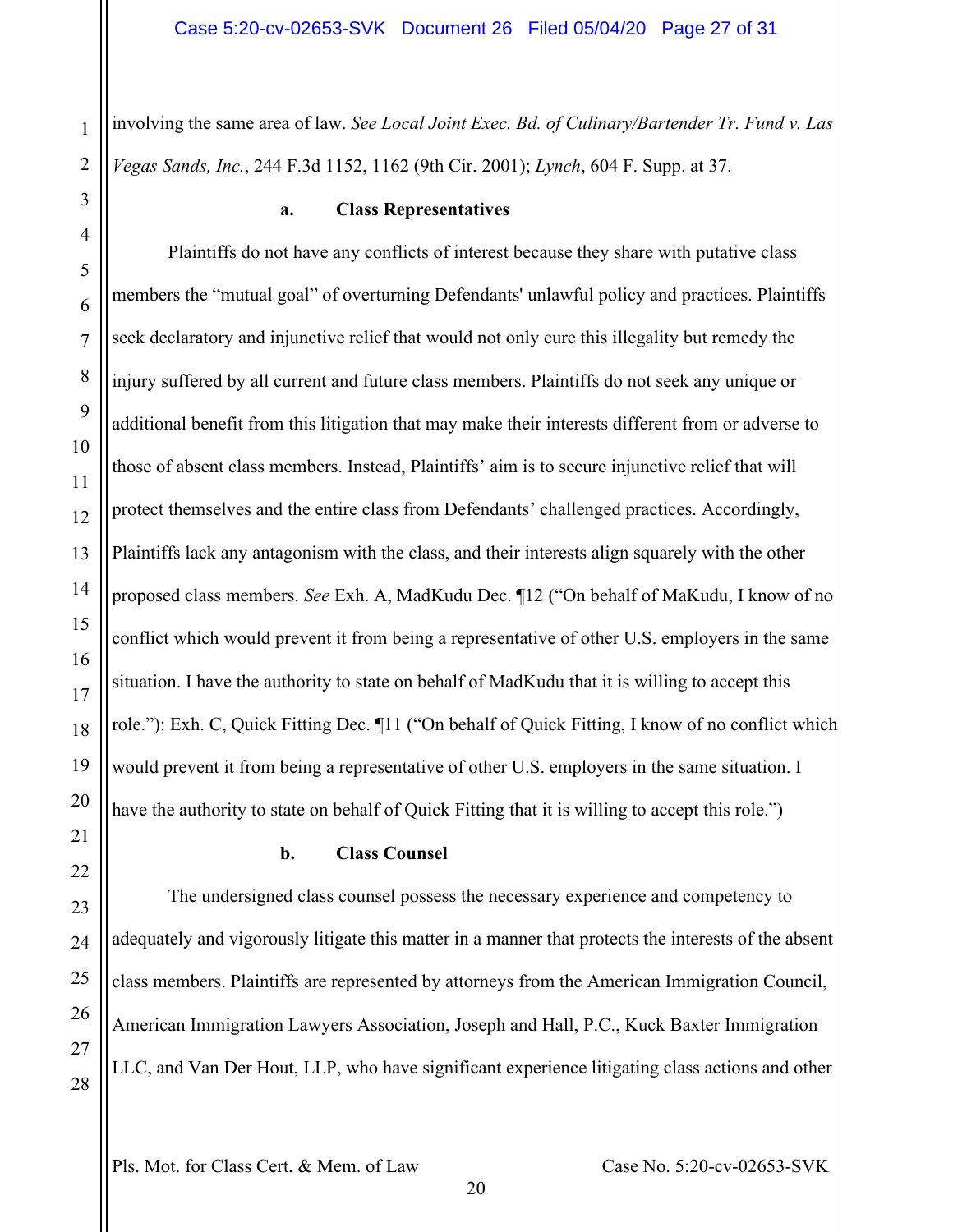involving the same area of law. *See Local Joint Exec. Bd. of Culinary/Bartender Tr. Fund v. Las Vegas Sands, Inc.*, 244 F.3d 1152, 1162 (9th Cir. 2001); *Lynch*, 604 F. Supp. at 37.

**a. Class Representatives**

Plaintiffs do not have any conflicts of interest because they share with putative class members the "mutual goal" of overturning Defendants' unlawful policy and practices. Plaintiffs seek declaratory and injunctive relief that would not only cure this illegality but remedy the injury suffered by all current and future class members. Plaintiffs do not seek any unique or additional benefit from this litigation that may make their interests different from or adverse to those of absent class members. Instead, Plaintiffs' aim is to secure injunctive relief that will protect themselves and the entire class from Defendants' challenged practices. Accordingly, Plaintiffs lack any antagonism with the class, and their interests align squarely with the other proposed class members. *See* Exh. A, MadKudu Dec. ¶12 ("On behalf of MaKudu, I know of no conflict which would prevent it from being a representative of other U.S. employers in the same situation. I have the authority to state on behalf of MadKudu that it is willing to accept this role."): Exh. C, Quick Fitting Dec. ¶11 ("On behalf of Quick Fitting, I know of no conflict which would prevent it from being a representative of other U.S. employers in the same situation. I have the authority to state on behalf of Quick Fitting that it is willing to accept this role.")

**b. Class Counsel**

The undersigned class counsel possess the necessary experience and competency to adequately and vigorously litigate this matter in a manner that protects the interests of the absent class members. Plaintiffs are represented by attorneys from the American Immigration Council, American Immigration Lawyers Association, Joseph and Hall, P.C., Kuck Baxter Immigration LLC, and Van Der Hout, LLP, who have significant experience litigating class actions and other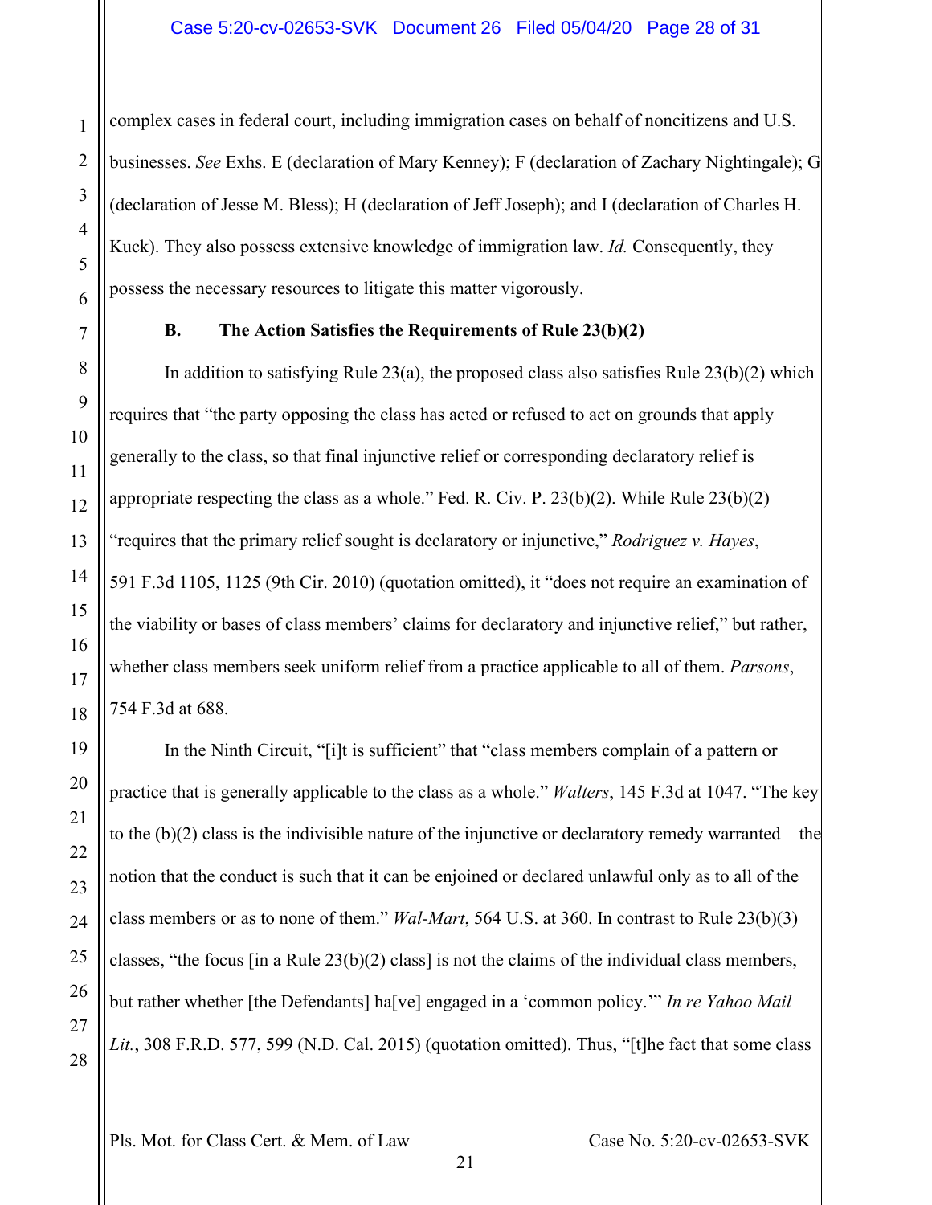complex cases in federal court, including immigration cases on behalf of noncitizens and U.S. businesses. *See* Exhs. E (declaration of Mary Kenney); F (declaration of Zachary Nightingale); G (declaration of Jesse M. Bless); H (declaration of Jeff Joseph); and I (declaration of Charles H. Kuck). They also possess extensive knowledge of immigration law. *Id.* Consequently, they possess the necessary resources to litigate this matter vigorously.

### B. The Action Satisfies the Requirements of Rule 23(b)(2)

In addition to satisfying Rule 23(a), the proposed class also satisfies Rule 23(b)(2) which requires that "the party opposing the class has acted or refused to act on grounds that apply generally to the class, so that final injunctive relief or corresponding declaratory relief is appropriate respecting the class as a whole." Fed. R. Civ. P. 23(b)(2). While Rule 23(b)(2) "requires that the primary relief sought is declaratory or injunctive," *Rodriguez v. Hayes*, 591 F.3d 1105, 1125 (9th Cir. 2010) (quotation omitted), it "does not require an examination of the viability or bases of class members' claims for declaratory and injunctive relief," but rather, whether class members seek uniform relief from a practice applicable to all of them. *Parsons*, 754 F.3d at 688.

In the Ninth Circuit, "[i]t is sufficient" that "class members complain of a pattern or practice that is generally applicable to the class as a whole." *Walters*, 145 F.3d at 1047. "The key to the (b)(2) class is the indivisible nature of the injunctive or declaratory remedy warranted—the notion that the conduct is such that it can be enjoined or declared unlawful only as to all of the class members or as to none of them." *Wal-Mart*, 564 U.S. at 360. In contrast to Rule 23(b)(3) classes, "the focus [in a Rule 23(b)(2) class] is not the claims of the individual class members, but rather whether [the Defendants] ha[ve] engaged in a 'common policy.'" *In re Yahoo Mail Lit.*, 308 F.R.D. 577, 599 (N.D. Cal. 2015) (quotation omitted). Thus, "[t]he fact that some class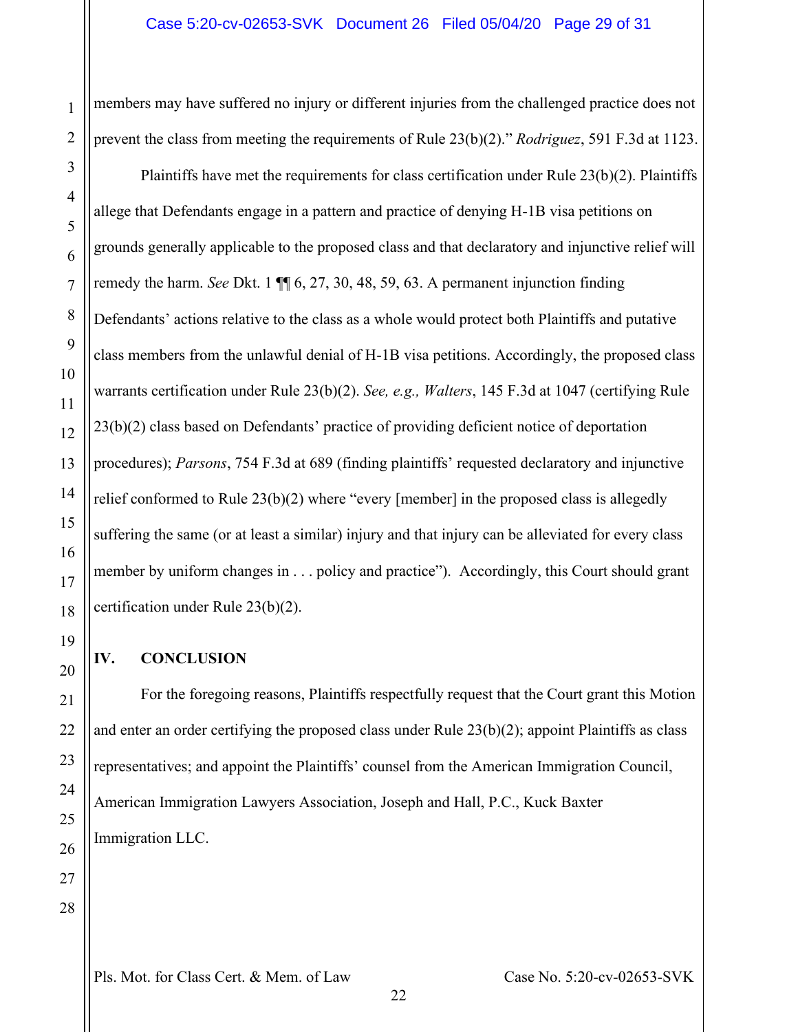members may have suffered no injury or different injuries from the challenged practice does not prevent the class from meeting the requirements of Rule 23(b)(2)." *Rodriguez*, 591 F.3d at 1123.

Plaintiffs have met the requirements for class certification under Rule 23(b)(2). Plaintiffs allege that Defendants engage in a pattern and practice of denying H-1B visa petitions on grounds generally applicable to the proposed class and that declaratory and injunctive relief will remedy the harm. *See* Dkt. 1 ¶¶ 6, 27, 30, 48, 59, 63. A permanent injunction finding Defendants' actions relative to the class as a whole would protect both Plaintiffs and putative class members from the unlawful denial of H-1B visa petitions. Accordingly, the proposed class warrants certification under Rule 23(b)(2). *See, e.g., Walters*, 145 F.3d at 1047 (certifying Rule 23(b)(2) class based on Defendants' practice of providing deficient notice of deportation procedures); *Parsons*, 754 F.3d at 689 (finding plaintiffs' requested declaratory and injunctive relief conformed to Rule 23(b)(2) where "every [member] in the proposed class is allegedly suffering the same (or at least a similar) injury and that injury can be alleviated for every class member by uniform changes in . . . policy and practice"). Accordingly, this Court should grant certification under Rule 23(b)(2).

## IV. CONCLUSION

For the foregoing reasons, Plaintiffs respectfully request that the Court grant this Motion and enter an order certifying the proposed class under Rule 23(b)(2); appoint Plaintiffs as class representatives; and appoint the Plaintiffs' counsel from the American Immigration Council, American Immigration Lawyers Association, Joseph and Hall, P.C., Kuck Baxter Immigration LLC.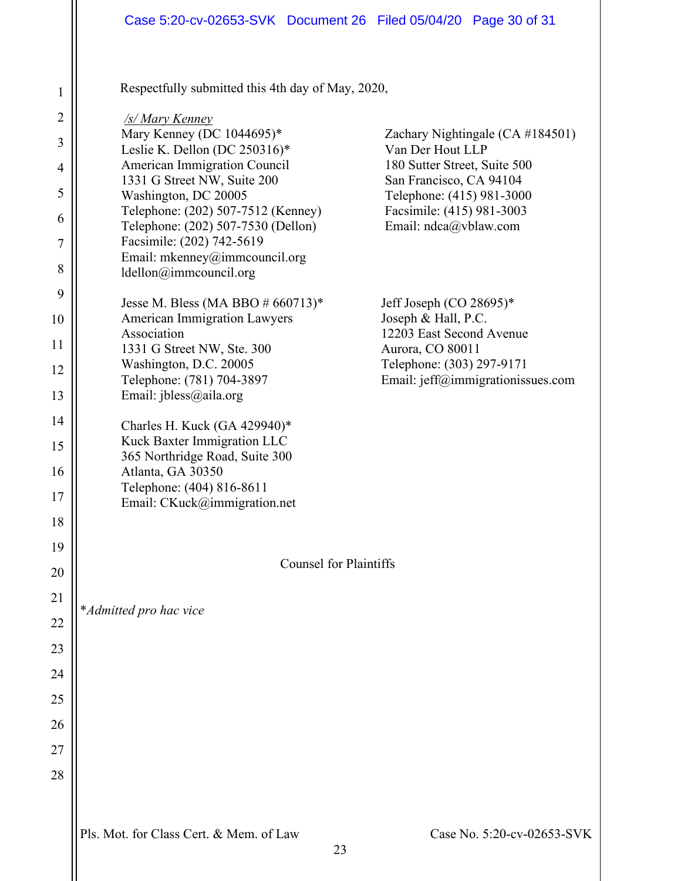Respectfully submitted this 4th day of May, 2020,

*/s/ Mary Kenney*
Mary Kenney (DC 1044695)*
Leslie K. Dellon (DC 250316)*
American Immigration Council
1331 G Street NW, Suite 200
Washington, DC 20005
Telephone: (202) 507-7512 (Kenney)
Telephone: (202) 507-7530 (Dellon)
Facsimile: (202) 742-5619
Email: mkenney@immcouncil.org
ldellon@immcouncil.org

Zachary Nightingale (CA #184501)
Van Der Hout LLP
180 Sutter Street, Suite 500
San Francisco, CA 94104
Telephone: (415) 981-3000
Facsimile: (415) 981-3003
Email: ndca@vblaw.com

Jesse M. Bless (MA BBO # 660713)*
American Immigration Lawyers Association
1331 G Street NW, Ste. 300
Washington, D.C. 20005
Telephone: (781) 704-3897
Email: jbless@aila.org

Jeff Joseph (CO 28695)*
Joseph & Hall, P.C.
12203 East Second Avenue
Aurora, CO 80011
Telephone: (303) 297-9171
Email: jeff@immigrationissues.com

Charles H. Kuck (GA 429940)*
Kuck Baxter Immigration LLC
365 Northridge Road, Suite 300
Atlanta, GA 30350
Telephone: (404) 816-8611
Email: CKuck@immigration.net

Counsel for Plaintiffs

**Admitted pro hac vice*

Pls. Mot. for Class Cert. & Mem. of Law    Case No. 5:20-cv-02653-SVK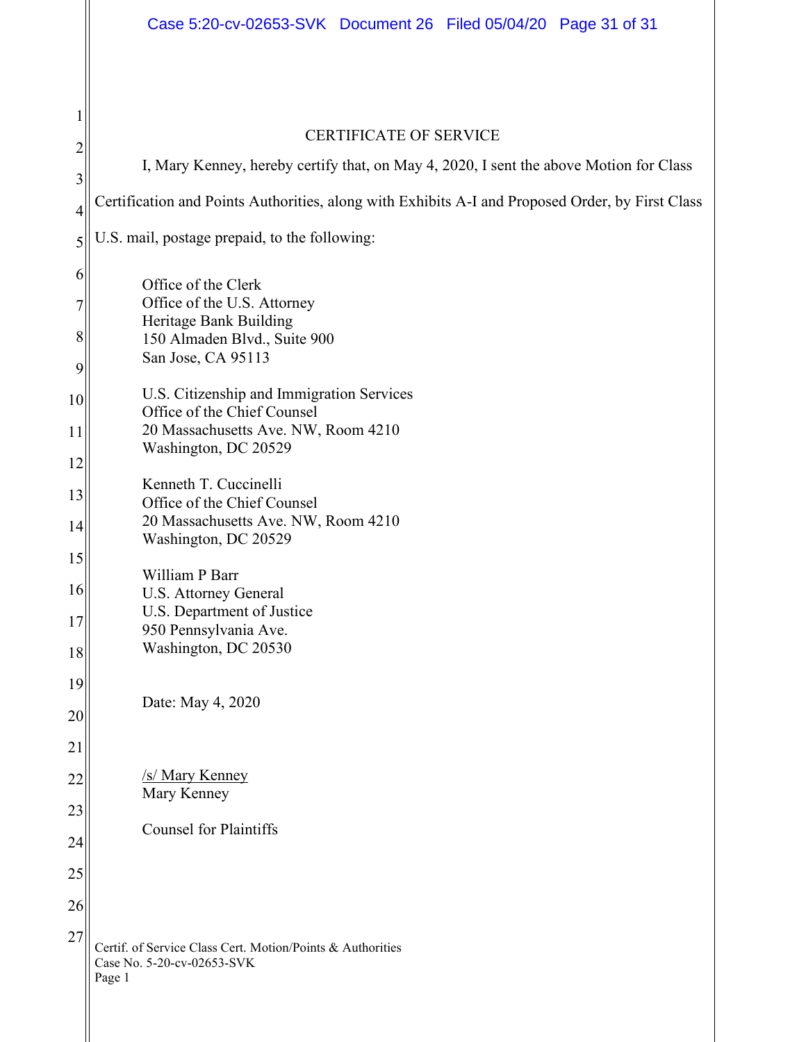# CERTIFICATE OF SERVICE

I, Mary Kenney, hereby certify that, on May 4, 2020, I sent the above Motion for Class Certification and Points Authorities, along with Exhibits A-I and Proposed Order, by First Class U.S. mail, postage prepaid, to the following:

Office of the Clerk
Office of the U.S. Attorney
Heritage Bank Building
150 Almaden Blvd., Suite 900
San Jose, CA 95113

U.S. Citizenship and Immigration Services
Office of the Chief Counsel
20 Massachusetts Ave. NW, Room 4210
Washington, DC 20529

Kenneth T. Cuccinelli
Office of the Chief Counsel
20 Massachusetts Ave. NW, Room 4210
Washington, DC 20529

William P Barr
U.S. Attorney General
U.S. Department of Justice
950 Pennsylvania Ave.
Washington, DC 20530

Date: May 4, 2020

/s/ Mary Kenney
Mary Kenney

Counsel for Plaintiffs

Certif. of Service Class Cert. Motion/Points & Authorities
Case No. 5-20-cv-02653-SVK